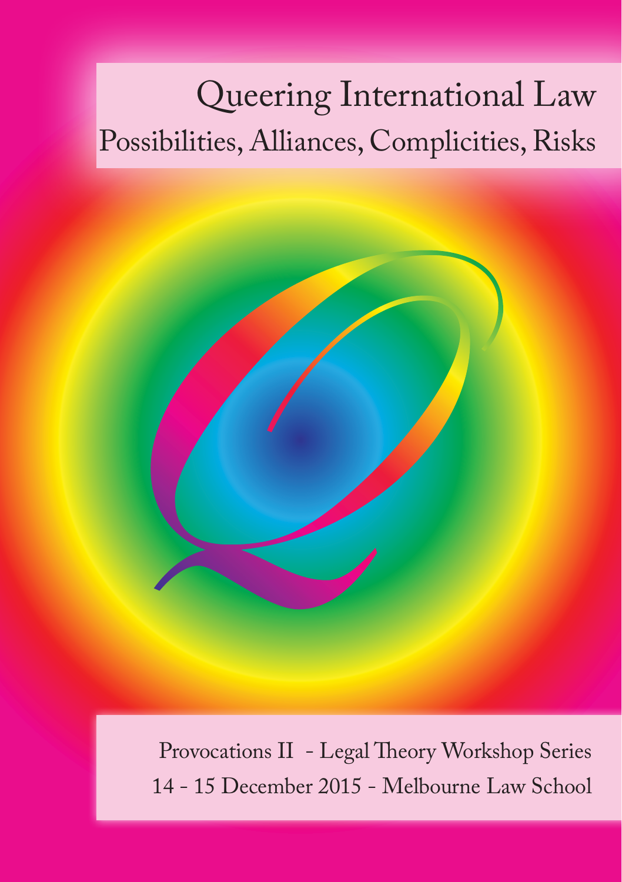# Queering International Law

## Possibilities, Alliances, Complicities, Risks

Provocations II - Legal Theory Workshop Series

14 - 15 December 2015 - Melbourne Law School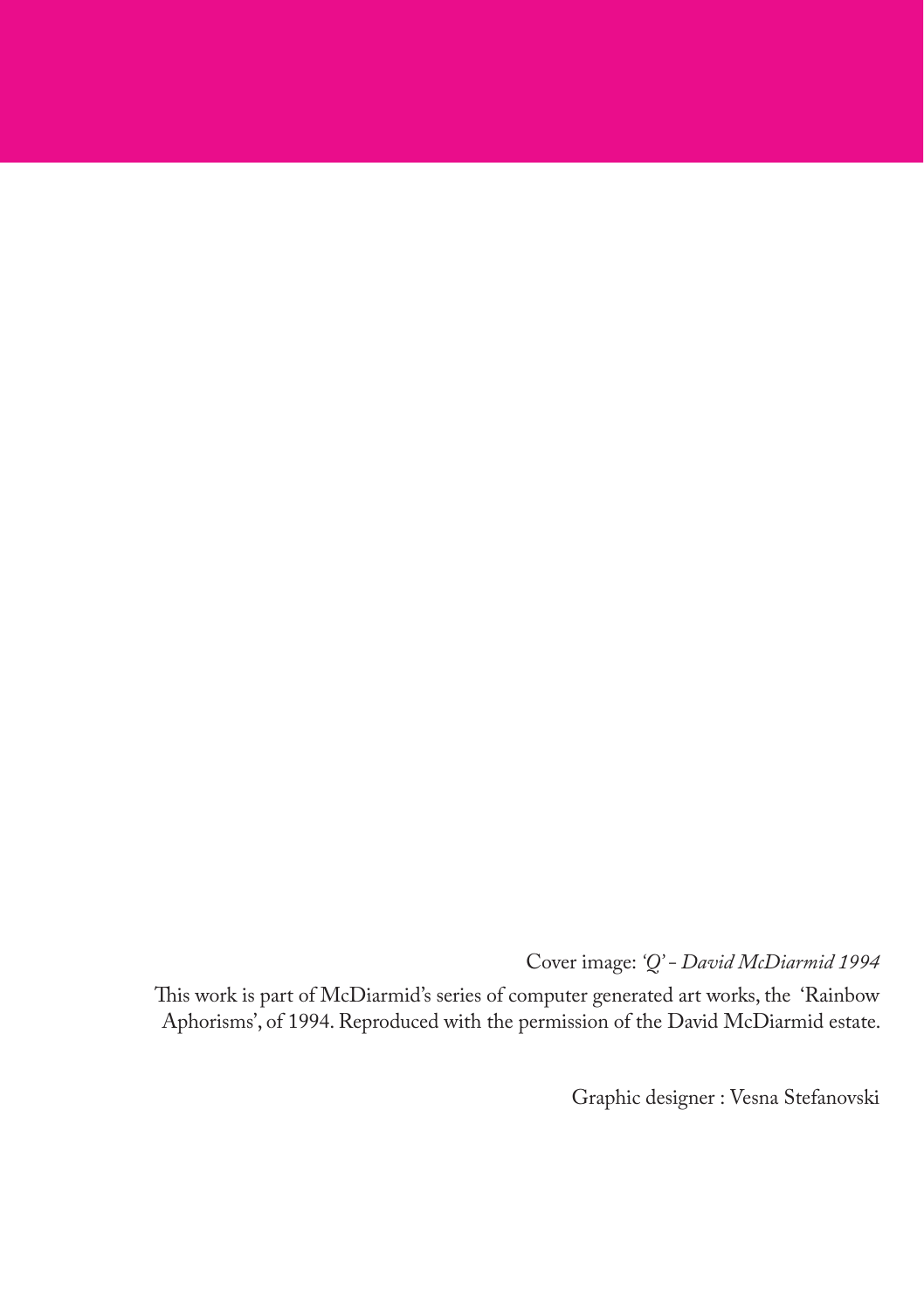Cover image: *'Q' - David McDiarmid 1994*

This work is part of McDiarmid's series of computer generated art works, the 'Rainbow Aphorisms', of 1994. Reproduced with the permission of the David McDiarmid estate.

Graphic designer : Vesna Stefanovski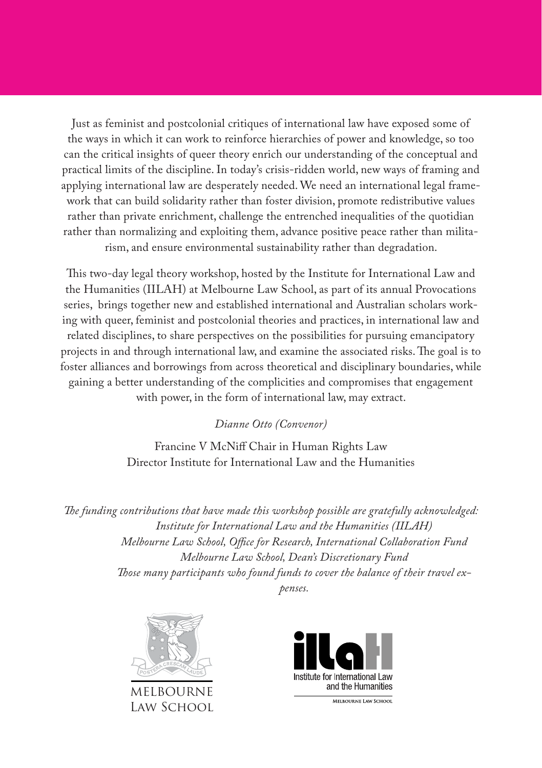Just as feminist and postcolonial critiques of international law have exposed some of the ways in which it can work to reinforce hierarchies of power and knowledge, so too can the critical insights of queer theory enrich our understanding of the conceptual and practical limits of the discipline. In today's crisis-ridden world, new ways of framing and applying international law are desperately needed. We need an international legal framework that can build solidarity rather than foster division, promote redistributive values rather than private enrichment, challenge the entrenched inequalities of the quotidian rather than normalizing and exploiting them, advance positive peace rather than militarism, and ensure environmental sustainability rather than degradation.

This two-day legal theory workshop, hosted by the Institute for International Law and the Humanities (IILAH) at Melbourne Law School, as part of its annual Provocations series, brings together new and established international and Australian scholars working with queer, feminist and postcolonial theories and practices, in international law and related disciplines, to share perspectives on the possibilities for pursuing emancipatory projects in and through international law, and examine the associated risks. The goal is to foster alliances and borrowings from across theoretical and disciplinary boundaries, while gaining a better understanding of the complicities and compromises that engagement with power, in the form of international law, may extract.

*Dianne Otto (Convenor)*

Francine V McNiff Chair in Human Rights Law
Director Institute for International Law and the Humanities

*The funding contributions that have made this workshop possible are gratefully acknowledged:*
*Institute for International Law and the Humanities (IILAH)*
*Melbourne Law School, Office for Research, International Collaboration Fund*
*Melbourne Law School, Dean's Discretionary Fund*
*Those many participants who found funds to cover the balance of their travel expenses.*

MELBOURNE LAW SCHOOL

Institute for International Law and the Humanities
MELBOURNE LAW SCHOOL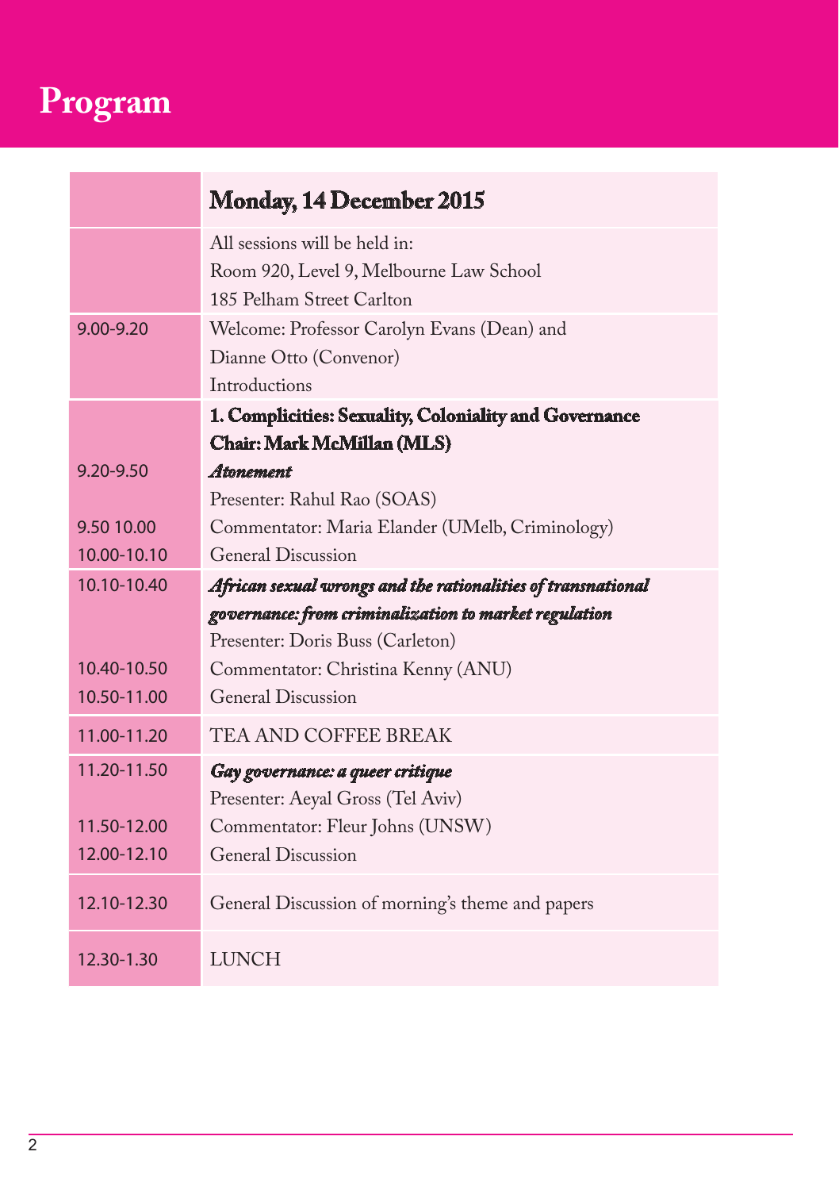# Program

| | **Monday, 14 December 2015** |
|---|---|
| | All sessions will be held in:<br>Room 920, Level 9, Melbourne Law School<br>185 Pelham Street Carlton |
| 9.00-9.20 | Welcome: Professor Carolyn Evans (Dean) and<br>Dianne Otto (Convenor)<br>Introductions |
| | **1. Complicities: Sexuality, Coloniality and Governance**<br>**Chair: Mark McMillan (MLS)** |
| 9.20-9.50 | ***Atonement***<br>Presenter: Rahul Rao (SOAS) |
| 9.50 10.00 | Commentator: Maria Elander (UMelb, Criminology) |
| 10.00-10.10 | General Discussion |
| 10.10-10.40 | ***African sexual wrongs and the rationalities of transnational governance: from criminalization to market regulation***<br>Presenter: Doris Buss (Carleton) |
| 10.40-10.50 | Commentator: Christina Kenny (ANU) |
| 10.50-11.00 | General Discussion |
| 11.00-11.20 | TEA AND COFFEE BREAK |
| 11.20-11.50 | ***Gay governance: a queer critique***<br>Presenter: Aeyal Gross (Tel Aviv) |
| 11.50-12.00 | Commentator: Fleur Johns (UNSW) |
| 12.00-12.10 | General Discussion |
| 12.10-12.30 | General Discussion of morning's theme and papers |
| 12.30-1.30 | LUNCH |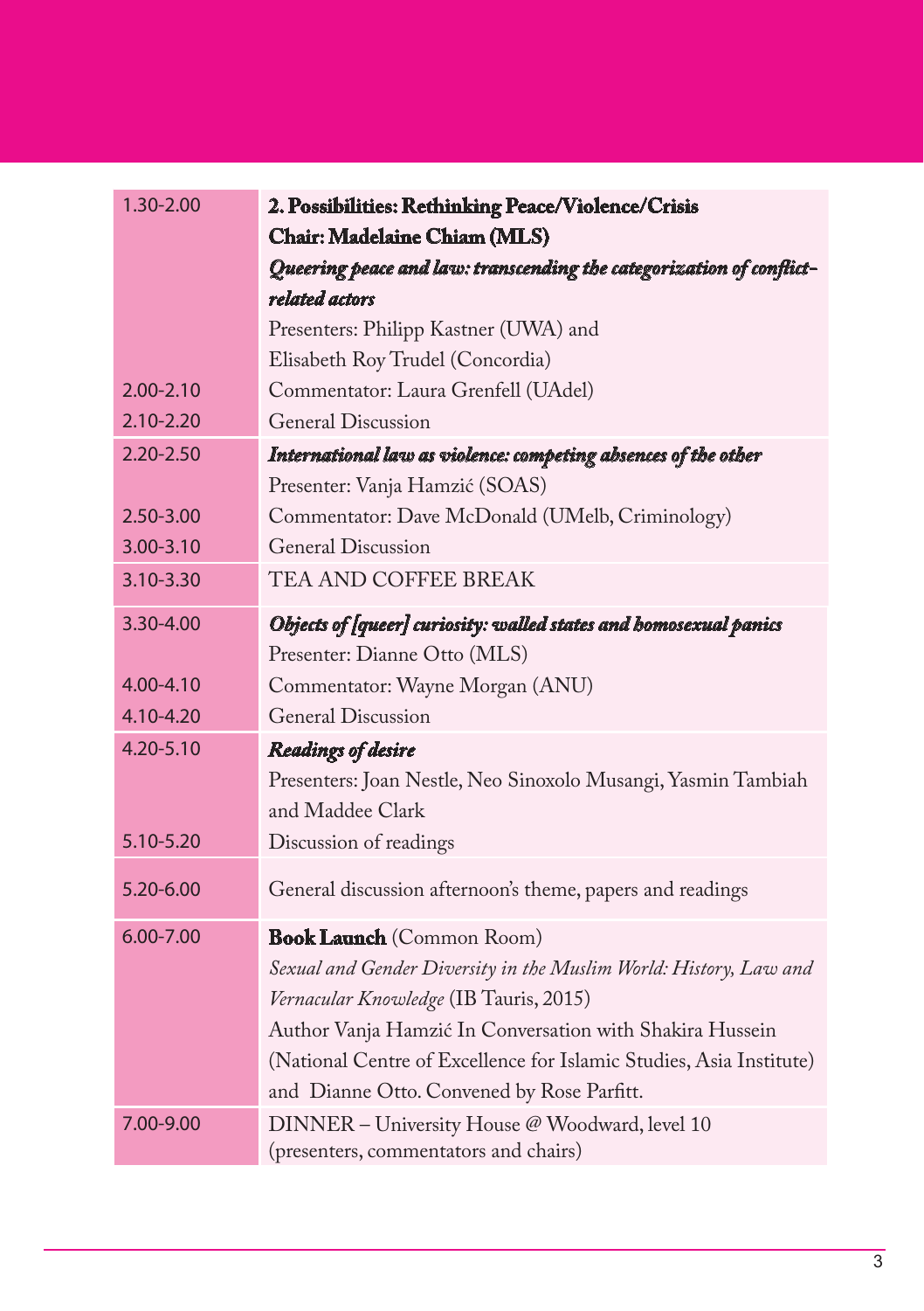| | |
|---|---|
| 1.30-2.00 | **2. Possibilities: Rethinking Peace/Violence/Crisis**<br>**Chair: Madelaine Chiam (MLS)**<br>***Queering peace and law: transcending the categorization of conflict-related actors***<br>Presenters: Philipp Kastner (UWA) and<br>Elisabeth Roy Trudel (Concordia) |
| 2.00-2.10 | Commentator: Laura Grenfell (UAdel) |
| 2.10-2.20 | General Discussion |
| 2.20-2.50 | ***International law as violence: competing absences of the other***<br>Presenter: Vanja Hamzić (SOAS) |
| 2.50-3.00 | Commentator: Dave McDonald (UMelb, Criminology) |
| 3.00-3.10 | General Discussion |
| 3.10-3.30 | TEA AND COFFEE BREAK |
| 3.30-4.00 | ***Objects of [queer] curiosity: walled states and homosexual panics***<br>Presenter: Dianne Otto (MLS) |
| 4.00-4.10 | Commentator: Wayne Morgan (ANU) |
| 4.10-4.20 | General Discussion |
| 4.20-5.10 | ***Readings of desire***<br>Presenters: Joan Nestle, Neo Sinoxolo Musangi, Yasmin Tambiah and Maddee Clark |
| 5.10-5.20 | Discussion of readings |
| 5.20-6.00 | General discussion afternoon's theme, papers and readings |
| 6.00-7.00 | **Book Launch** (Common Room)<br>*Sexual and Gender Diversity in the Muslim World: History, Law and Vernacular Knowledge* (IB Tauris, 2015)<br>Author Vanja Hamzić In Conversation with Shakira Hussein (National Centre of Excellence for Islamic Studies, Asia Institute) and Dianne Otto. Convened by Rose Parfitt. |
| 7.00-9.00 | DINNER – University House @ Woodward, level 10<br>(presenters, commentators and chairs) |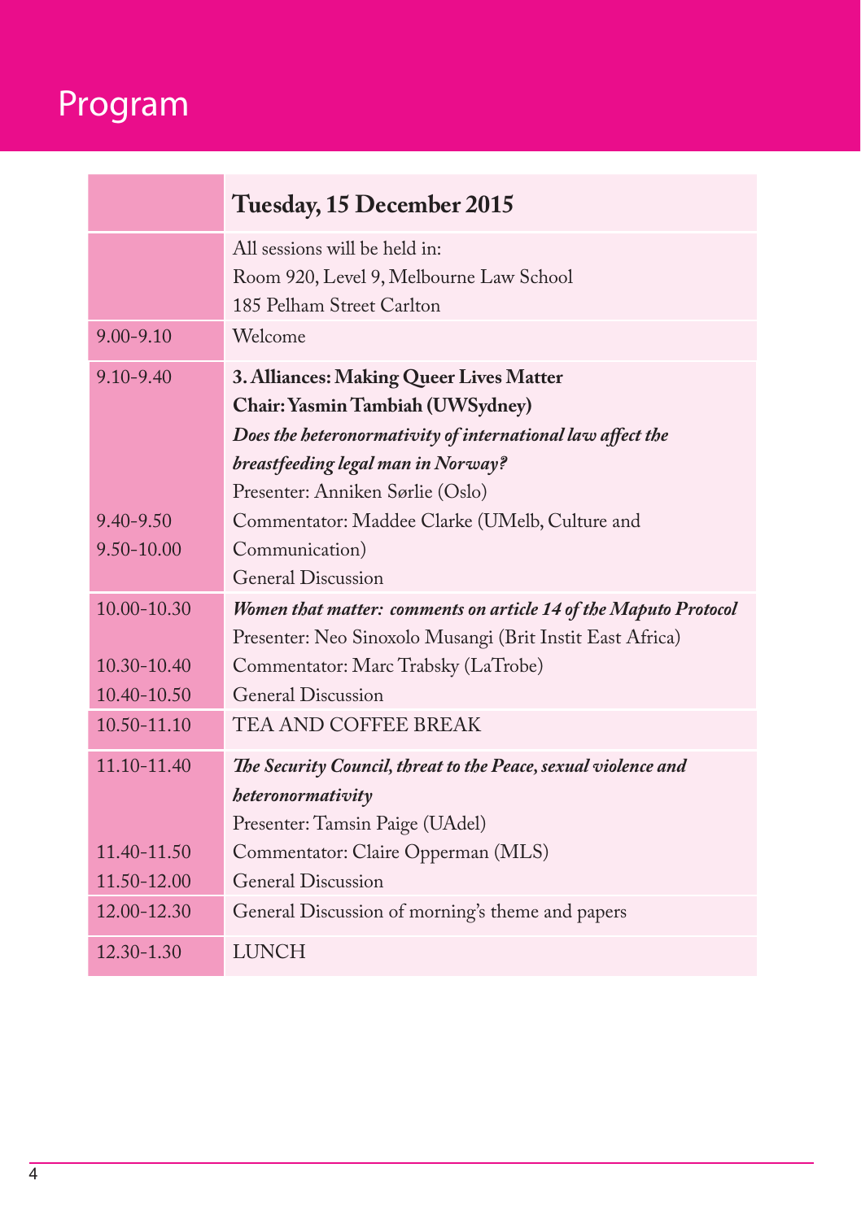# Program

| | **Tuesday, 15 December 2015** |
|---|---|
| | All sessions will be held in:<br>Room 920, Level 9, Melbourne Law School<br>185 Pelham Street Carlton |
| 9.00-9.10 | Welcome |
| 9.10-9.40<br><br><br><br><br>9.40-9.50<br>9.50-10.00 | **3. Alliances: Making Queer Lives Matter**<br>**Chair: Yasmin Tambiah (UWSydney)**<br>***Does the heteronormativity of international law affect the breastfeeding legal man in Norway?***<br>Presenter: Anniken Sørlie (Oslo)<br>Commentator: Maddee Clarke (UMelb, Culture and Communication)<br>General Discussion |
| 10.00-10.30<br><br>10.30-10.40<br>10.40-10.50 | ***Women that matter: comments on article 14 of the Maputo Protocol***<br>Presenter: Neo Sinoxolo Musangi (Brit Instit East Africa)<br>Commentator: Marc Trabsky (LaTrobe)<br>General Discussion |
| 10.50-11.10 | TEA AND COFFEE BREAK |
| 11.10-11.40<br><br><br>11.40-11.50<br>11.50-12.00 | ***The Security Council, threat to the Peace, sexual violence and heteronormativity***<br>Presenter: Tamsin Paige (UAdel)<br>Commentator: Claire Opperman (MLS)<br>General Discussion |
| 12.00-12.30 | General Discussion of morning's theme and papers |
| 12.30-1.30 | LUNCH |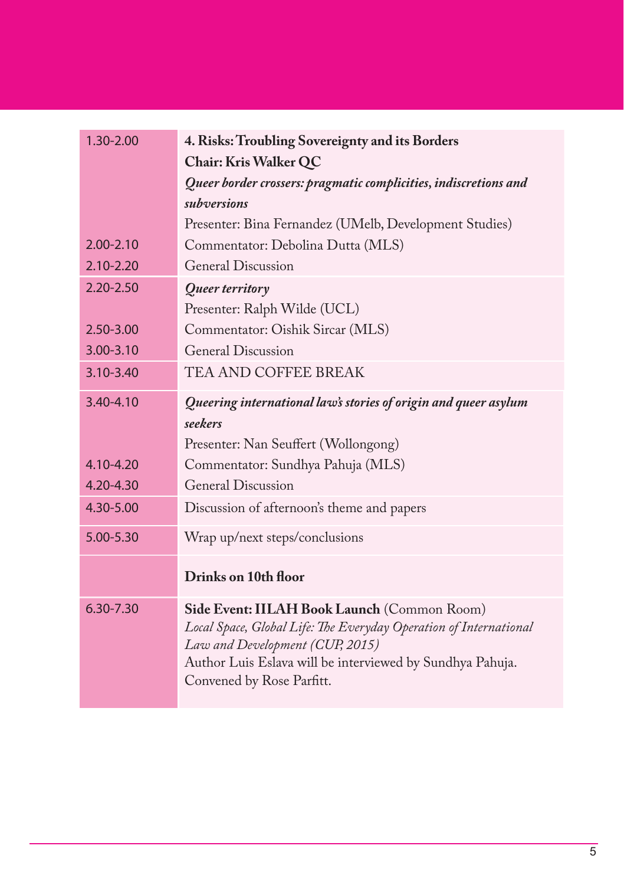| | |
|---|---|
| 1.30-2.00 | **4. Risks: Troubling Sovereignty and its Borders** |
| | **Chair: Kris Walker QC** |
| | ***Queer border crossers: pragmatic complicities, indiscretions and subversions*** |
| | Presenter: Bina Fernandez (UMelb, Development Studies) |
| 2.00-2.10 | Commentator: Debolina Dutta (MLS) |
| 2.10-2.20 | General Discussion |
| 2.20-2.50 | ***Queer territory*** |
| | Presenter: Ralph Wilde (UCL) |
| 2.50-3.00 | Commentator: Oishik Sircar (MLS) |
| 3.00-3.10 | General Discussion |
| 3.10-3.40 | TEA AND COFFEE BREAK |
| 3.40-4.10 | ***Queering international law's stories of origin and queer asylum seekers*** |
| | Presenter: Nan Seuffert (Wollongong) |
| 4.10-4.20 | Commentator: Sundhya Pahuja (MLS) |
| 4.20-4.30 | General Discussion |
| 4.30-5.00 | Discussion of afternoon's theme and papers |
| 5.00-5.30 | Wrap up/next steps/conclusions |
| | **Drinks on 10th floor** |
| 6.30-7.30 | **Side Event: IILAH Book Launch** (Common Room) *Local Space, Global Life: The Everyday Operation of International Law and Development (CUP, 2015)* Author Luis Eslava will be interviewed by Sundhya Pahuja. Convened by Rose Parfitt. |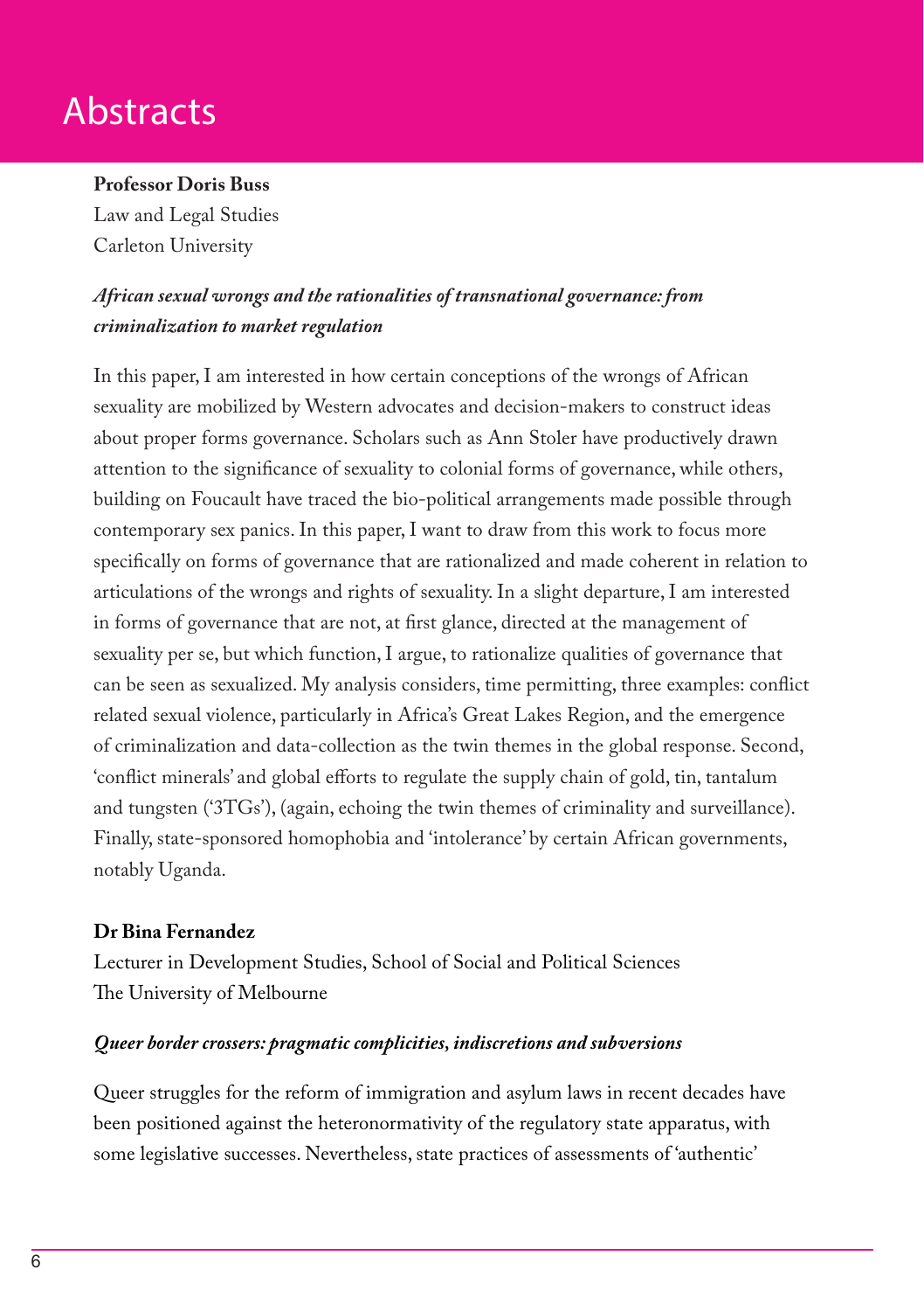# Abstracts

**Professor Doris Buss**
Law and Legal Studies
Carleton University

***African sexual wrongs and the rationalities of transnational governance: from criminalization to market regulation***

In this paper, I am interested in how certain conceptions of the wrongs of African sexuality are mobilized by Western advocates and decision-makers to construct ideas about proper forms governance. Scholars such as Ann Stoler have productively drawn attention to the significance of sexuality to colonial forms of governance, while others, building on Foucault have traced the bio-political arrangements made possible through contemporary sex panics. In this paper, I want to draw from this work to focus more specifically on forms of governance that are rationalized and made coherent in relation to articulations of the wrongs and rights of sexuality. In a slight departure, I am interested in forms of governance that are not, at first glance, directed at the management of sexuality per se, but which function, I argue, to rationalize qualities of governance that can be seen as sexualized. My analysis considers, time permitting, three examples: conflict related sexual violence, particularly in Africa's Great Lakes Region, and the emergence of criminalization and data-collection as the twin themes in the global response. Second, 'conflict minerals' and global efforts to regulate the supply chain of gold, tin, tantalum and tungsten ('3TGs'), (again, echoing the twin themes of criminality and surveillance). Finally, state-sponsored homophobia and 'intolerance' by certain African governments, notably Uganda.

**Dr Bina Fernandez**
Lecturer in Development Studies, School of Social and Political Sciences
The University of Melbourne

***Queer border crossers: pragmatic complicities, indiscretions and subversions***

Queer struggles for the reform of immigration and asylum laws in recent decades have been positioned against the heteronormativity of the regulatory state apparatus, with some legislative successes. Nevertheless, state practices of assessments of 'authentic'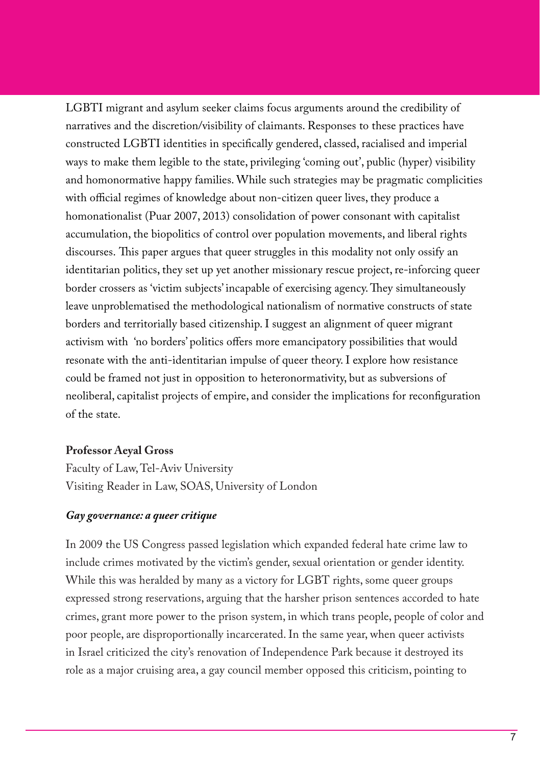LGBTI migrant and asylum seeker claims focus arguments around the credibility of narratives and the discretion/visibility of claimants. Responses to these practices have constructed LGBTI identities in specifically gendered, classed, racialised and imperial ways to make them legible to the state, privileging 'coming out', public (hyper) visibility and homonormative happy families. While such strategies may be pragmatic complicities with official regimes of knowledge about non-citizen queer lives, they produce a homonationalist (Puar 2007, 2013) consolidation of power consonant with capitalist accumulation, the biopolitics of control over population movements, and liberal rights discourses. This paper argues that queer struggles in this modality not only ossify an identitarian politics, they set up yet another missionary rescue project, re-inforcing queer border crossers as 'victim subjects' incapable of exercising agency. They simultaneously leave unproblematised the methodological nationalism of normative constructs of state borders and territorially based citizenship. I suggest an alignment of queer migrant activism with 'no borders' politics offers more emancipatory possibilities that would resonate with the anti-identitarian impulse of queer theory. I explore how resistance could be framed not just in opposition to heteronormativity, but as subversions of neoliberal, capitalist projects of empire, and consider the implications for reconfiguration of the state.

**Professor Aeyal Gross**
Faculty of Law, Tel-Aviv University
Visiting Reader in Law, SOAS, University of London

***Gay governance: a queer critique***

In 2009 the US Congress passed legislation which expanded federal hate crime law to include crimes motivated by the victim's gender, sexual orientation or gender identity. While this was heralded by many as a victory for LGBT rights, some queer groups expressed strong reservations, arguing that the harsher prison sentences accorded to hate crimes, grant more power to the prison system, in which trans people, people of color and poor people, are disproportionally incarcerated. In the same year, when queer activists in Israel criticized the city's renovation of Independence Park because it destroyed its role as a major cruising area, a gay council member opposed this criticism, pointing to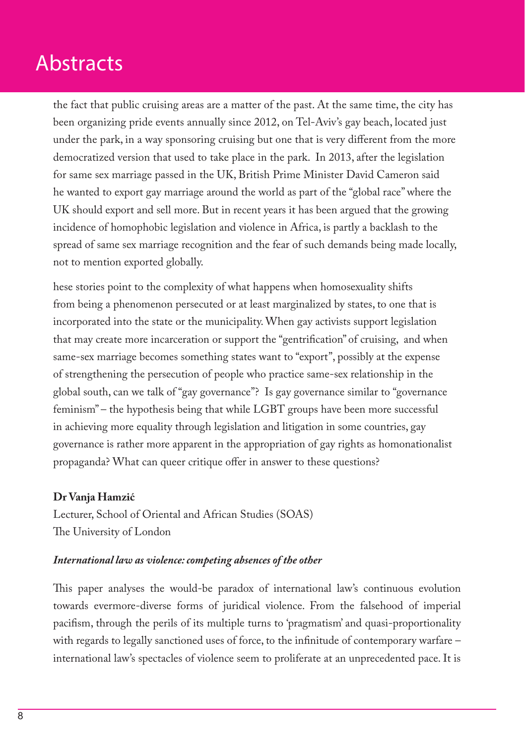the fact that public cruising areas are a matter of the past. At the same time, the city has been organizing pride events annually since 2012, on Tel-Aviv's gay beach, located just under the park, in a way sponsoring cruising but one that is very different from the more democratized version that used to take place in the park. In 2013, after the legislation for same sex marriage passed in the UK, British Prime Minister David Cameron said he wanted to export gay marriage around the world as part of the "global race" where the UK should export and sell more. But in recent years it has been argued that the growing incidence of homophobic legislation and violence in Africa, is partly a backlash to the spread of same sex marriage recognition and the fear of such demands being made locally, not to mention exported globally.

hese stories point to the complexity of what happens when homosexuality shifts from being a phenomenon persecuted or at least marginalized by states, to one that is incorporated into the state or the municipality. When gay activists support legislation that may create more incarceration or support the "gentrification" of cruising, and when same-sex marriage becomes something states want to "export", possibly at the expense of strengthening the persecution of people who practice same-sex relationship in the global south, can we talk of "gay governance"? Is gay governance similar to "governance feminism" – the hypothesis being that while LGBT groups have been more successful in achieving more equality through legislation and litigation in some countries, gay governance is rather more apparent in the appropriation of gay rights as homonationalist propaganda? What can queer critique offer in answer to these questions?

**Dr Vanja Hamzić**

Lecturer, School of Oriental and African Studies (SOAS)
The University of London

***International law as violence: competing absences of the other***

This paper analyses the would-be paradox of international law's continuous evolution towards evermore-diverse forms of juridical violence. From the falsehood of imperial pacifism, through the perils of its multiple turns to 'pragmatism' and quasi-proportionality with regards to legally sanctioned uses of force, to the infinitude of contemporary warfare – international law's spectacles of violence seem to proliferate at an unprecedented pace. It is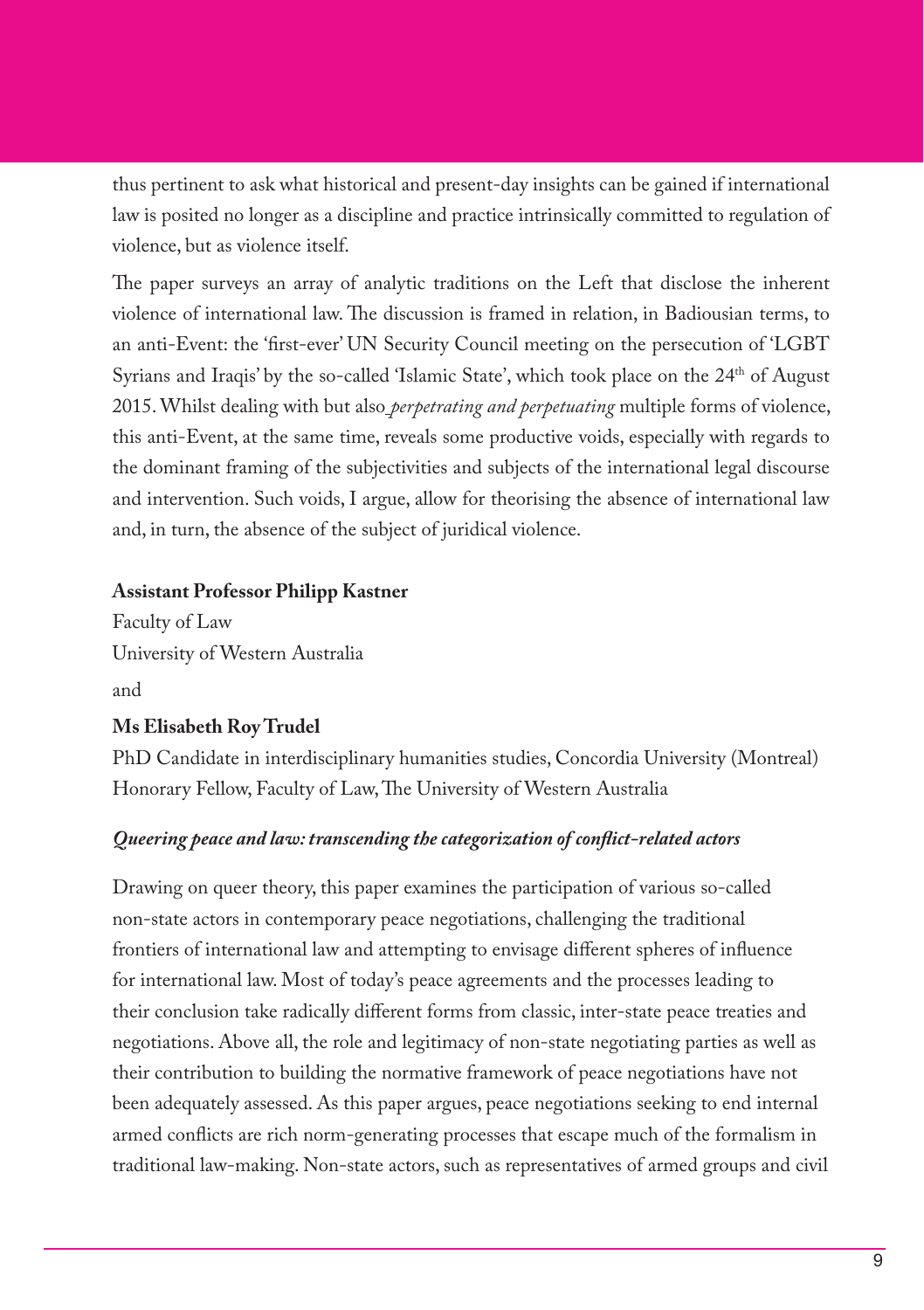thus pertinent to ask what historical and present-day insights can be gained if international law is posited no longer as a discipline and practice intrinsically committed to regulation of violence, but as violence itself.

The paper surveys an array of analytic traditions on the Left that disclose the inherent violence of international law. The discussion is framed in relation, in Badiousian terms, to an anti-Event: the 'first-ever' UN Security Council meeting on the persecution of 'LGBT Syrians and Iraqis' by the so-called 'Islamic State', which took place on the 24th of August 2015. Whilst dealing with but also *perpetrating and perpetuating* multiple forms of violence, this anti-Event, at the same time, reveals some productive voids, especially with regards to the dominant framing of the subjectivities and subjects of the international legal discourse and intervention. Such voids, I argue, allow for theorising the absence of international law and, in turn, the absence of the subject of juridical violence.

**Assistant Professor Philipp Kastner**

Faculty of Law

University of Western Australia

and

**Ms Elisabeth Roy Trudel**

PhD Candidate in interdisciplinary humanities studies, Concordia University (Montreal)
Honorary Fellow, Faculty of Law, The University of Western Australia

***Queering peace and law: transcending the categorization of conflict-related actors***

Drawing on queer theory, this paper examines the participation of various so-called non-state actors in contemporary peace negotiations, challenging the traditional frontiers of international law and attempting to envisage different spheres of influence for international law. Most of today's peace agreements and the processes leading to their conclusion take radically different forms from classic, inter-state peace treaties and negotiations. Above all, the role and legitimacy of non-state negotiating parties as well as their contribution to building the normative framework of peace negotiations have not been adequately assessed. As this paper argues, peace negotiations seeking to end internal armed conflicts are rich norm-generating processes that escape much of the formalism in traditional law-making. Non-state actors, such as representatives of armed groups and civil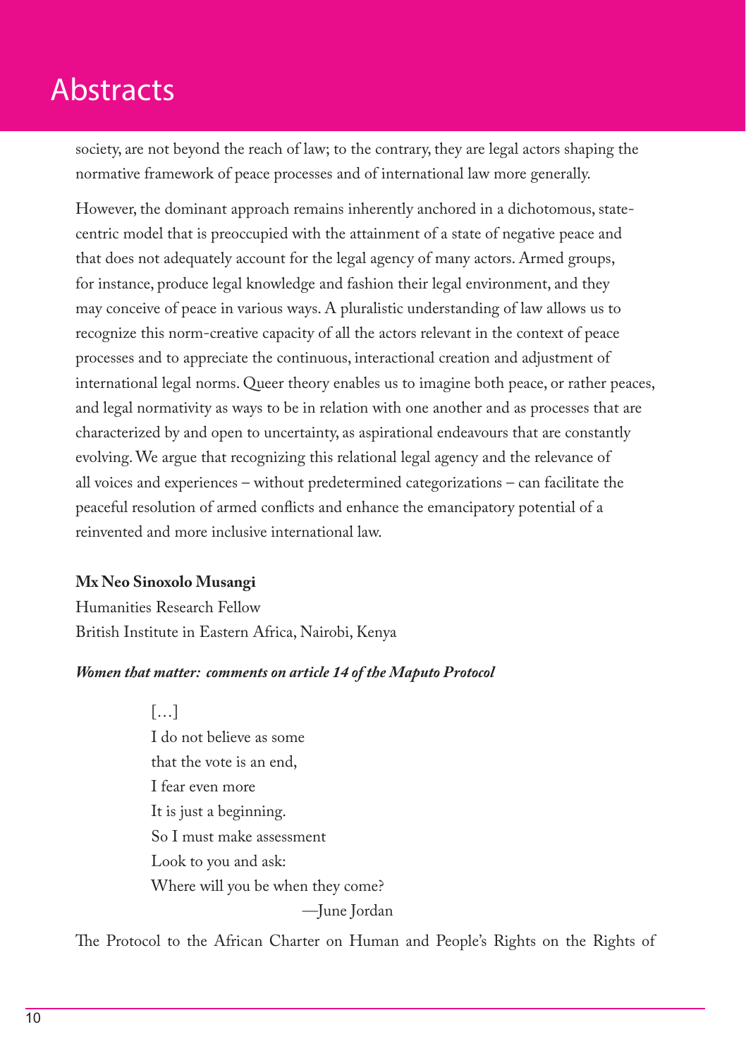society, are not beyond the reach of law; to the contrary, they are legal actors shaping the normative framework of peace processes and of international law more generally.

However, the dominant approach remains inherently anchored in a dichotomous, state-centric model that is preoccupied with the attainment of a state of negative peace and that does not adequately account for the legal agency of many actors. Armed groups, for instance, produce legal knowledge and fashion their legal environment, and they may conceive of peace in various ways. A pluralistic understanding of law allows us to recognize this norm-creative capacity of all the actors relevant in the context of peace processes and to appreciate the continuous, interactional creation and adjustment of international legal norms. Queer theory enables us to imagine both peace, or rather peaces, and legal normativity as ways to be in relation with one another and as processes that are characterized by and open to uncertainty, as aspirational endeavours that are constantly evolving. We argue that recognizing this relational legal agency and the relevance of all voices and experiences – without predetermined categorizations – can facilitate the peaceful resolution of armed conflicts and enhance the emancipatory potential of a reinvented and more inclusive international law.

**Mx Neo Sinoxolo Musangi**
Humanities Research Fellow
British Institute in Eastern Africa, Nairobi, Kenya

***Women that matter: comments on article 14 of the Maputo Protocol***

> […]
> I do not believe as some
> that the vote is an end,
> I fear even more
> It is just a beginning.
> So I must make assessment
> Look to you and ask:
> Where will you be when they come?
>
> —June Jordan

The Protocol to the African Charter on Human and People's Rights on the Rights of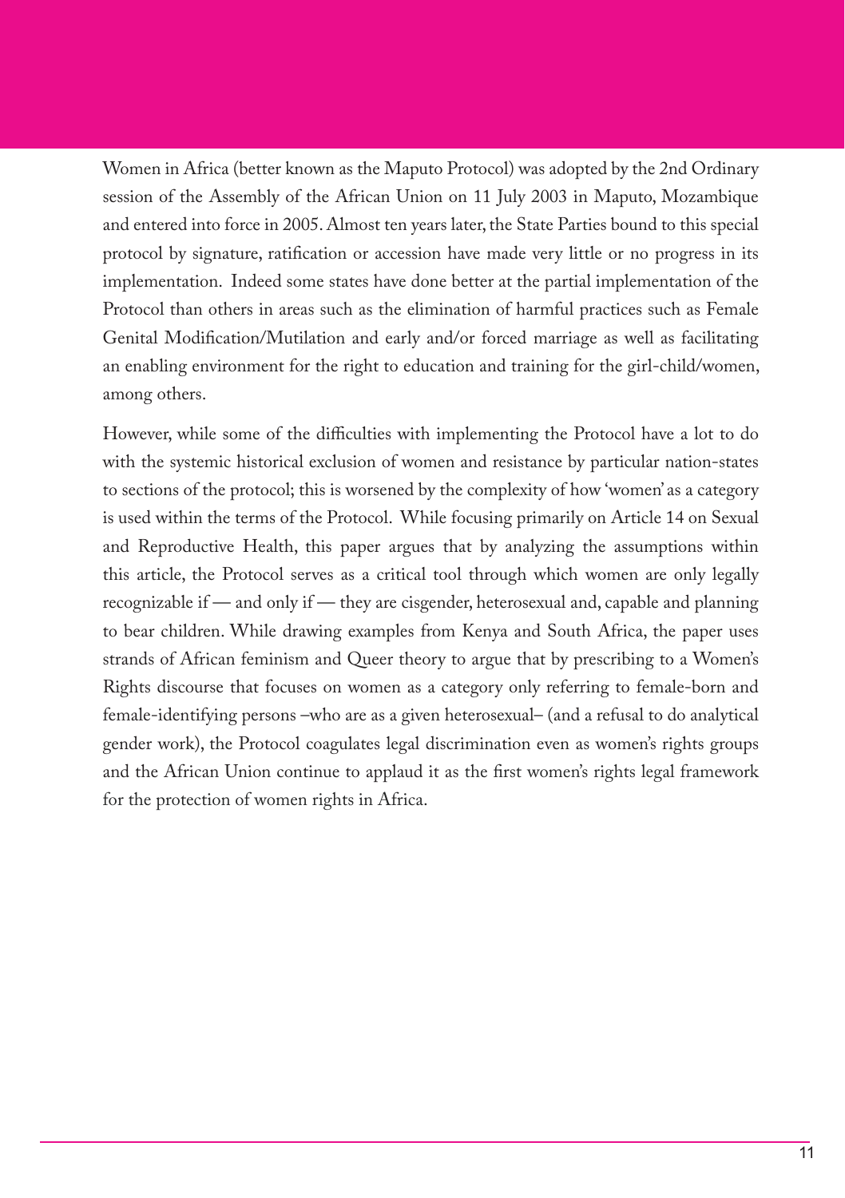Women in Africa (better known as the Maputo Protocol) was adopted by the 2nd Ordinary session of the Assembly of the African Union on 11 July 2003 in Maputo, Mozambique and entered into force in 2005. Almost ten years later, the State Parties bound to this special protocol by signature, ratification or accession have made very little or no progress in its implementation. Indeed some states have done better at the partial implementation of the Protocol than others in areas such as the elimination of harmful practices such as Female Genital Modification/Mutilation and early and/or forced marriage as well as facilitating an enabling environment for the right to education and training for the girl-child/women, among others.

However, while some of the difficulties with implementing the Protocol have a lot to do with the systemic historical exclusion of women and resistance by particular nation-states to sections of the protocol; this is worsened by the complexity of how 'women' as a category is used within the terms of the Protocol. While focusing primarily on Article 14 on Sexual and Reproductive Health, this paper argues that by analyzing the assumptions within this article, the Protocol serves as a critical tool through which women are only legally recognizable if — and only if — they are cisgender, heterosexual and, capable and planning to bear children. While drawing examples from Kenya and South Africa, the paper uses strands of African feminism and Queer theory to argue that by prescribing to a Women's Rights discourse that focuses on women as a category only referring to female-born and female-identifying persons –who are as a given heterosexual– (and a refusal to do analytical gender work), the Protocol coagulates legal discrimination even as women's rights groups and the African Union continue to applaud it as the first women's rights legal framework for the protection of women rights in Africa.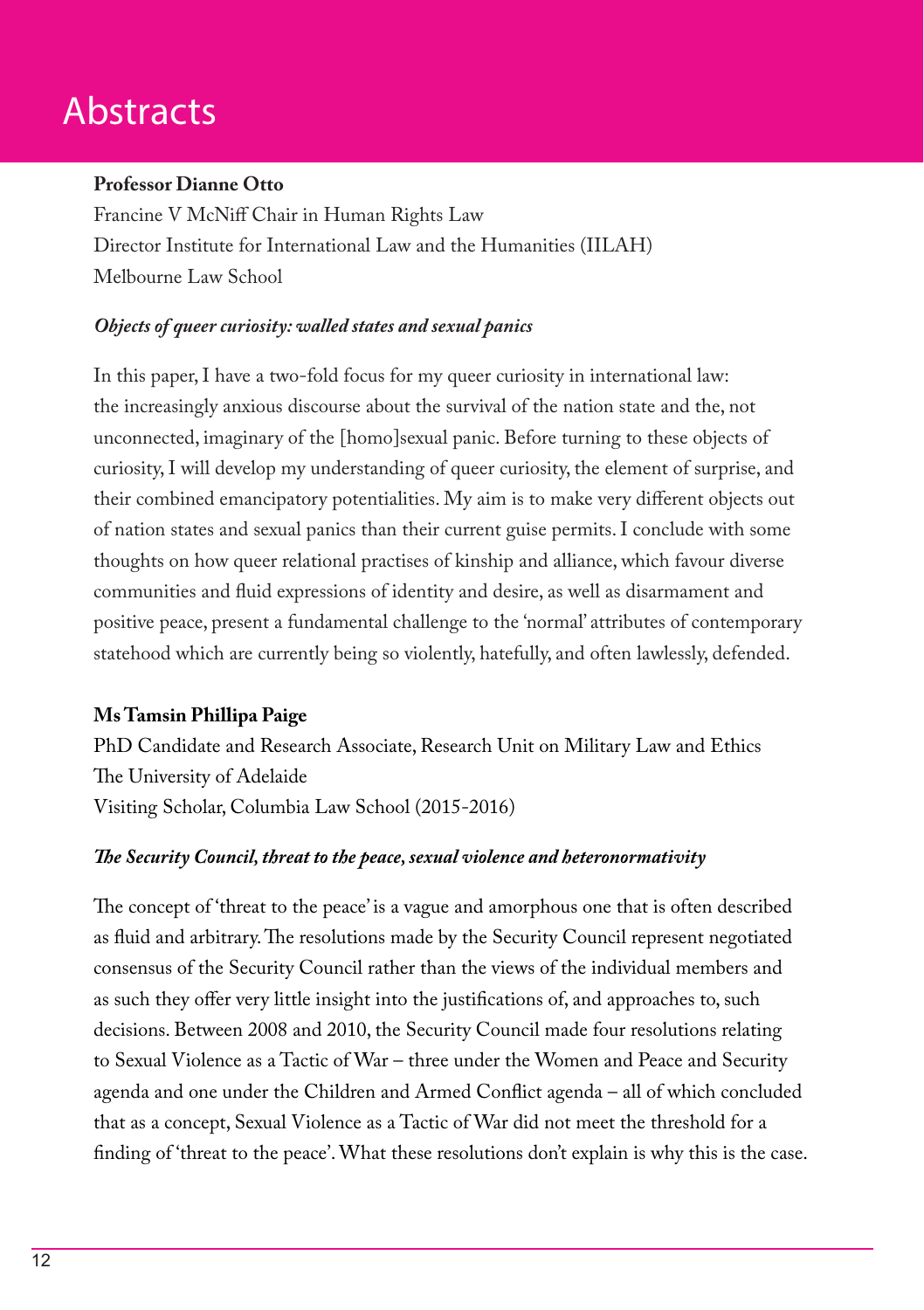# Abstracts

**Professor Dianne Otto**
Francine V McNiff Chair in Human Rights Law
Director Institute for International Law and the Humanities (IILAH)
Melbourne Law School

***Objects of queer curiosity: walled states and sexual panics***

In this paper, I have a two-fold focus for my queer curiosity in international law: the increasingly anxious discourse about the survival of the nation state and the, not unconnected, imaginary of the [homo]sexual panic. Before turning to these objects of curiosity, I will develop my understanding of queer curiosity, the element of surprise, and their combined emancipatory potentialities. My aim is to make very different objects out of nation states and sexual panics than their current guise permits. I conclude with some thoughts on how queer relational practises of kinship and alliance, which favour diverse communities and fluid expressions of identity and desire, as well as disarmament and positive peace, present a fundamental challenge to the 'normal' attributes of contemporary statehood which are currently being so violently, hatefully, and often lawlessly, defended.

**Ms Tamsin Phillipa Paige**
PhD Candidate and Research Associate, Research Unit on Military Law and Ethics
The University of Adelaide
Visiting Scholar, Columbia Law School (2015-2016)

***The Security Council, threat to the peace, sexual violence and heteronormativity***

The concept of 'threat to the peace' is a vague and amorphous one that is often described as fluid and arbitrary. The resolutions made by the Security Council represent negotiated consensus of the Security Council rather than the views of the individual members and as such they offer very little insight into the justifications of, and approaches to, such decisions. Between 2008 and 2010, the Security Council made four resolutions relating to Sexual Violence as a Tactic of War – three under the Women and Peace and Security agenda and one under the Children and Armed Conflict agenda – all of which concluded that as a concept, Sexual Violence as a Tactic of War did not meet the threshold for a finding of 'threat to the peace'. What these resolutions don't explain is why this is the case.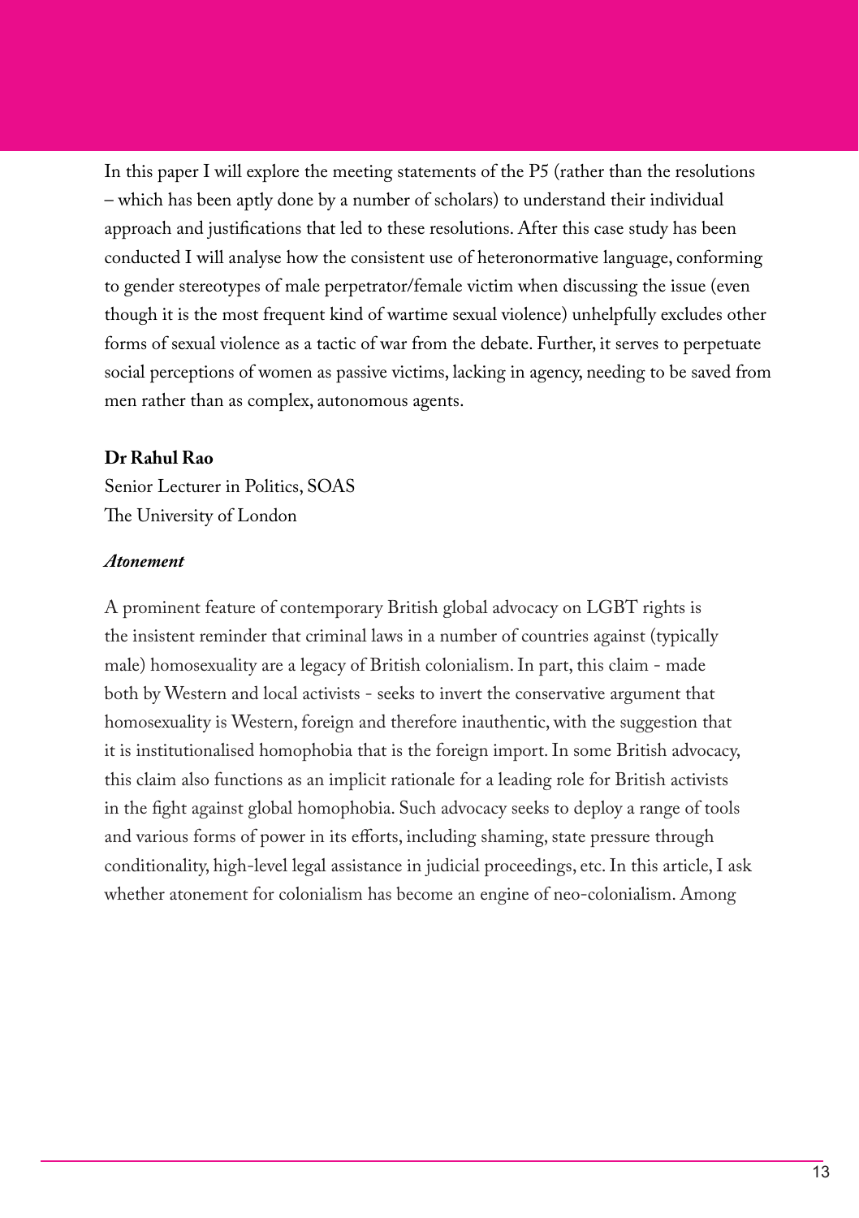In this paper I will explore the meeting statements of the P5 (rather than the resolutions – which has been aptly done by a number of scholars) to understand their individual approach and justifications that led to these resolutions. After this case study has been conducted I will analyse how the consistent use of heteronormative language, conforming to gender stereotypes of male perpetrator/female victim when discussing the issue (even though it is the most frequent kind of wartime sexual violence) unhelpfully excludes other forms of sexual violence as a tactic of war from the debate. Further, it serves to perpetuate social perceptions of women as passive victims, lacking in agency, needing to be saved from men rather than as complex, autonomous agents.

**Dr Rahul Rao**
Senior Lecturer in Politics, SOAS
The University of London

***Atonement***

A prominent feature of contemporary British global advocacy on LGBT rights is the insistent reminder that criminal laws in a number of countries against (typically male) homosexuality are a legacy of British colonialism. In part, this claim - made both by Western and local activists - seeks to invert the conservative argument that homosexuality is Western, foreign and therefore inauthentic, with the suggestion that it is institutionalised homophobia that is the foreign import. In some British advocacy, this claim also functions as an implicit rationale for a leading role for British activists in the fight against global homophobia. Such advocacy seeks to deploy a range of tools and various forms of power in its efforts, including shaming, state pressure through conditionality, high-level legal assistance in judicial proceedings, etc. In this article, I ask whether atonement for colonialism has become an engine of neo-colonialism. Among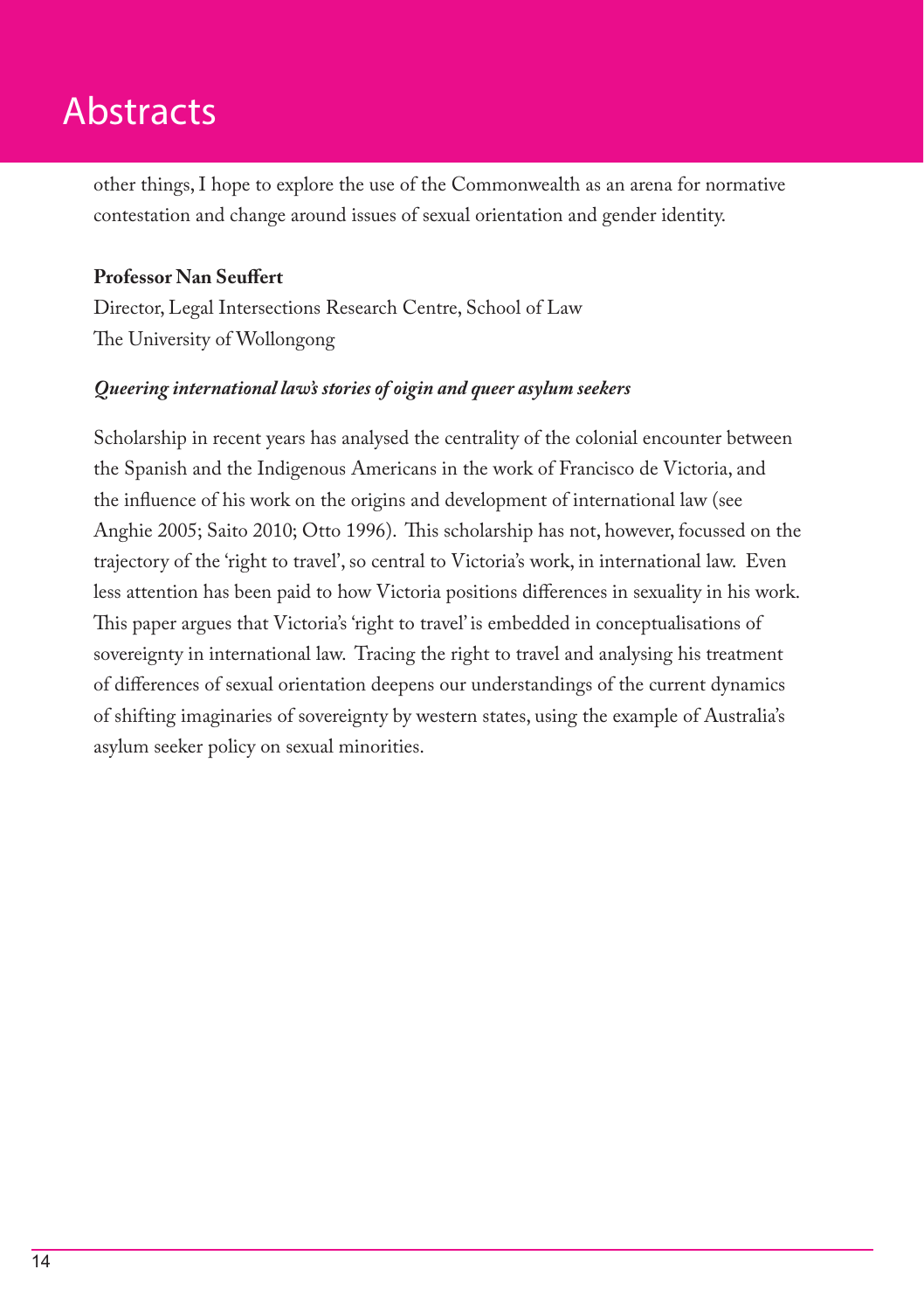other things, I hope to explore the use of the Commonwealth as an arena for normative contestation and change around issues of sexual orientation and gender identity.

**Professor Nan Seuffert**
Director, Legal Intersections Research Centre, School of Law
The University of Wollongong

***Queering international law's stories of oigin and queer asylum seekers***

Scholarship in recent years has analysed the centrality of the colonial encounter between the Spanish and the Indigenous Americans in the work of Francisco de Victoria, and the influence of his work on the origins and development of international law (see Anghie 2005; Saito 2010; Otto 1996). This scholarship has not, however, focussed on the trajectory of the 'right to travel', so central to Victoria's work, in international law. Even less attention has been paid to how Victoria positions differences in sexuality in his work. This paper argues that Victoria's 'right to travel' is embedded in conceptualisations of sovereignty in international law. Tracing the right to travel and analysing his treatment of differences of sexual orientation deepens our understandings of the current dynamics of shifting imaginaries of sovereignty by western states, using the example of Australia's asylum seeker policy on sexual minorities.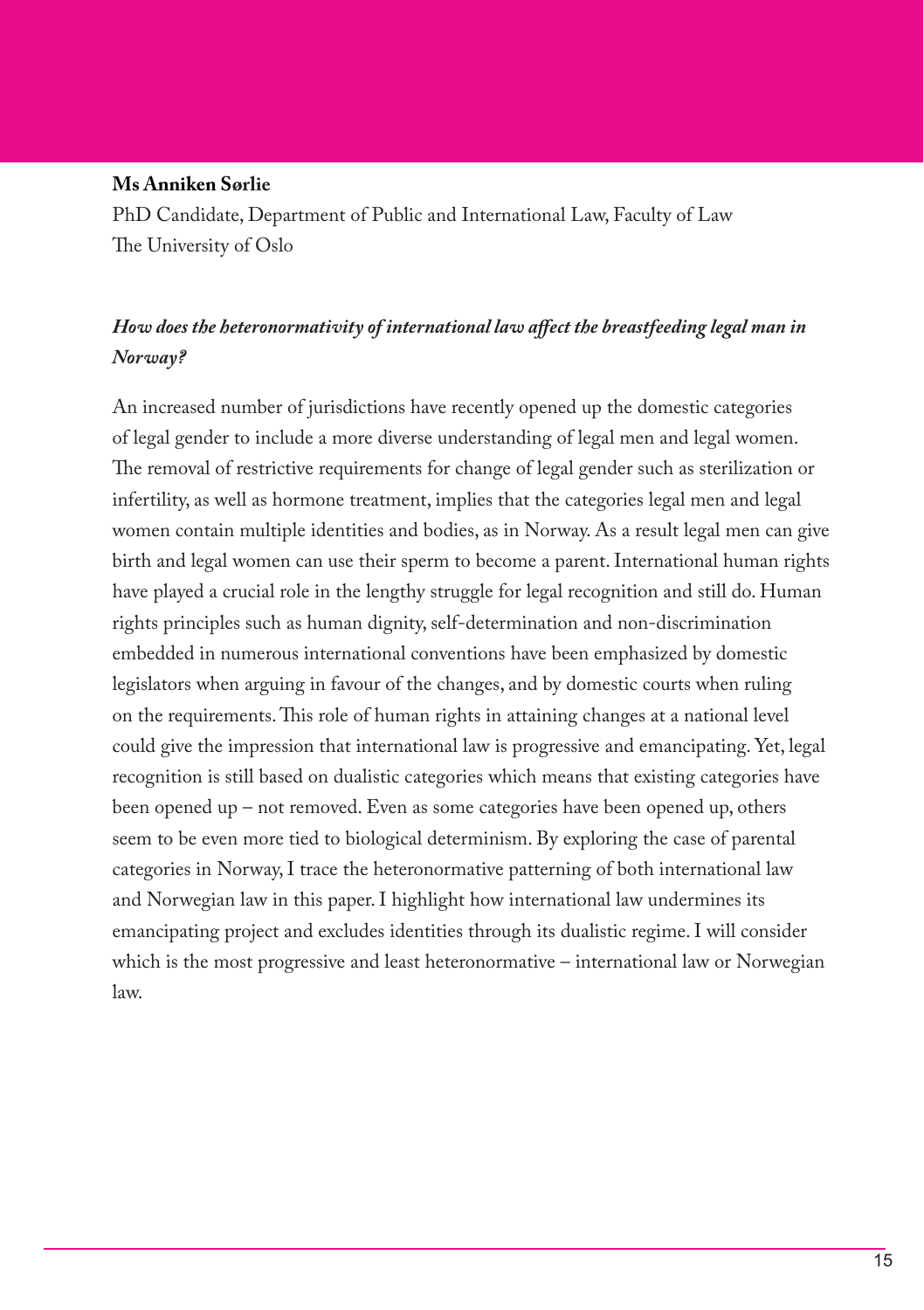**Ms Anniken Sørlie**

PhD Candidate, Department of Public and International Law, Faculty of Law
The University of Oslo

***How does the heteronormativity of international law affect the breastfeeding legal man in Norway?***

An increased number of jurisdictions have recently opened up the domestic categories of legal gender to include a more diverse understanding of legal men and legal women. The removal of restrictive requirements for change of legal gender such as sterilization or infertility, as well as hormone treatment, implies that the categories legal men and legal women contain multiple identities and bodies, as in Norway. As a result legal men can give birth and legal women can use their sperm to become a parent. International human rights have played a crucial role in the lengthy struggle for legal recognition and still do. Human rights principles such as human dignity, self-determination and non-discrimination embedded in numerous international conventions have been emphasized by domestic legislators when arguing in favour of the changes, and by domestic courts when ruling on the requirements. This role of human rights in attaining changes at a national level could give the impression that international law is progressive and emancipating. Yet, legal recognition is still based on dualistic categories which means that existing categories have been opened up – not removed. Even as some categories have been opened up, others seem to be even more tied to biological determinism. By exploring the case of parental categories in Norway, I trace the heteronormative patterning of both international law and Norwegian law in this paper. I highlight how international law undermines its emancipating project and excludes identities through its dualistic regime. I will consider which is the most progressive and least heteronormative – international law or Norwegian law.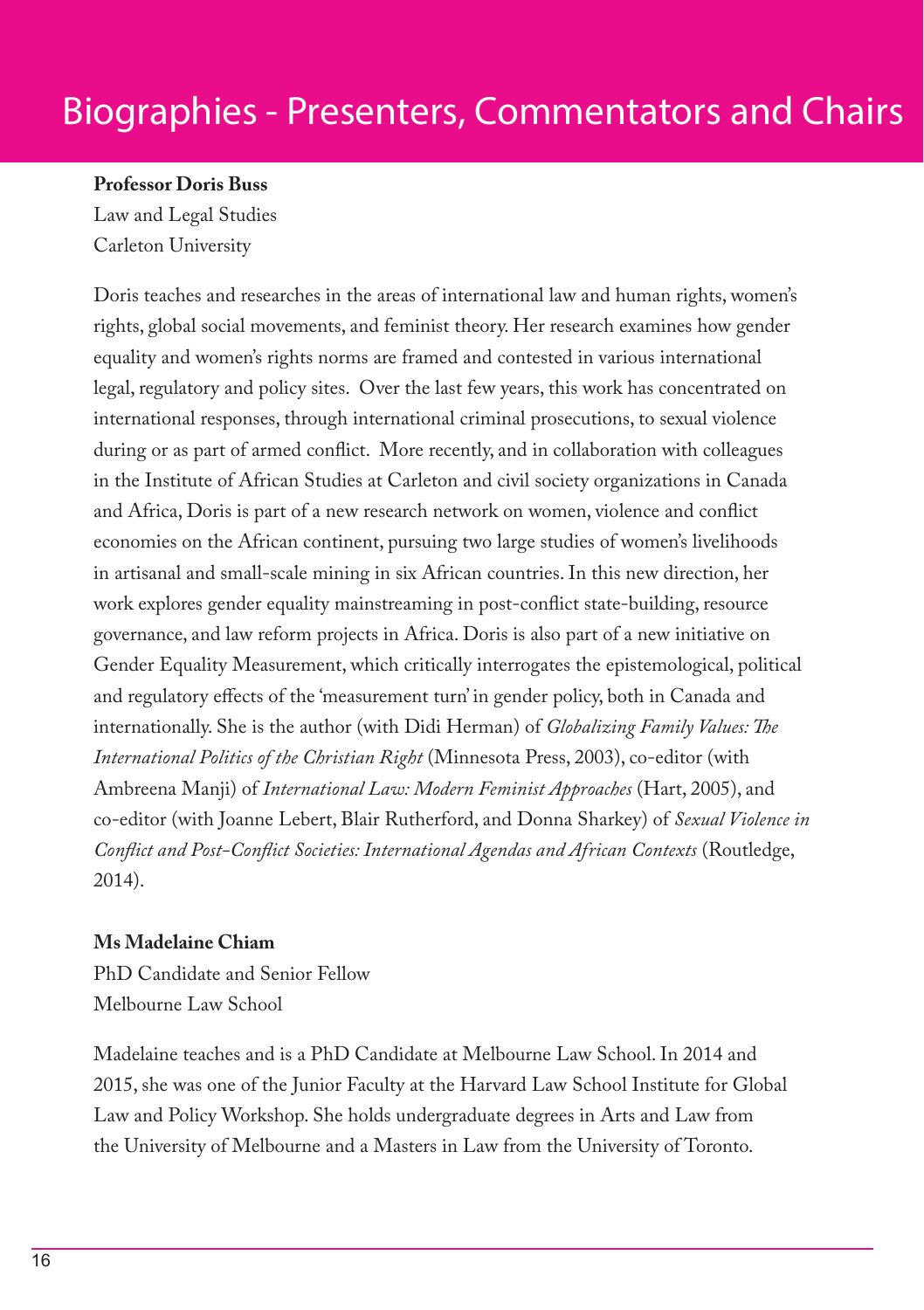# Biographies - Presenters, Commentators and Chairs

**Professor Doris Buss**
Law and Legal Studies
Carleton University

Doris teaches and researches in the areas of international law and human rights, women's rights, global social movements, and feminist theory. Her research examines how gender equality and women's rights norms are framed and contested in various international legal, regulatory and policy sites. Over the last few years, this work has concentrated on international responses, through international criminal prosecutions, to sexual violence during or as part of armed conflict. More recently, and in collaboration with colleagues in the Institute of African Studies at Carleton and civil society organizations in Canada and Africa, Doris is part of a new research network on women, violence and conflict economies on the African continent, pursuing two large studies of women's livelihoods in artisanal and small-scale mining in six African countries. In this new direction, her work explores gender equality mainstreaming in post-conflict state-building, resource governance, and law reform projects in Africa. Doris is also part of a new initiative on Gender Equality Measurement, which critically interrogates the epistemological, political and regulatory effects of the 'measurement turn' in gender policy, both in Canada and internationally. She is the author (with Didi Herman) of *Globalizing Family Values: The International Politics of the Christian Right* (Minnesota Press, 2003), co-editor (with Ambreena Manji) of *International Law: Modern Feminist Approaches* (Hart, 2005), and co-editor (with Joanne Lebert, Blair Rutherford, and Donna Sharkey) of *Sexual Violence in Conflict and Post-Conflict Societies: International Agendas and African Contexts* (Routledge, 2014).

**Ms Madelaine Chiam**
PhD Candidate and Senior Fellow
Melbourne Law School

Madelaine teaches and is a PhD Candidate at Melbourne Law School. In 2014 and 2015, she was one of the Junior Faculty at the Harvard Law School Institute for Global Law and Policy Workshop. She holds undergraduate degrees in Arts and Law from the University of Melbourne and a Masters in Law from the University of Toronto.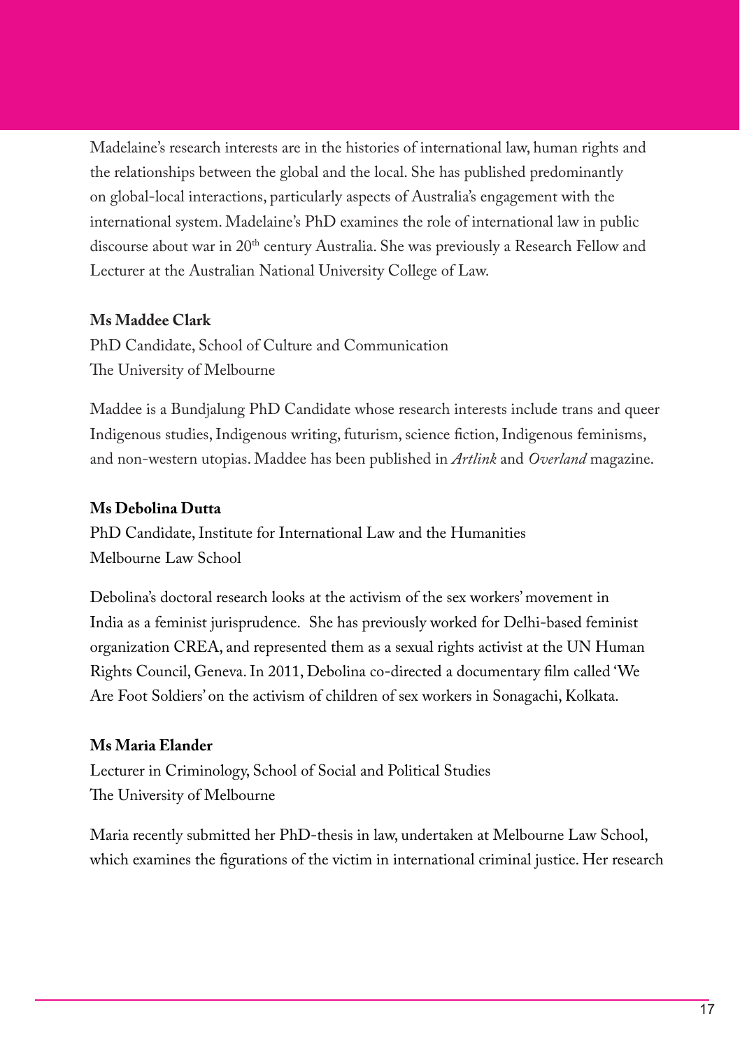Madelaine's research interests are in the histories of international law, human rights and the relationships between the global and the local. She has published predominantly on global-local interactions, particularly aspects of Australia's engagement with the international system. Madelaine's PhD examines the role of international law in public discourse about war in 20th century Australia. She was previously a Research Fellow and Lecturer at the Australian National University College of Law.

**Ms Maddee Clark**

PhD Candidate, School of Culture and Communication
The University of Melbourne

Maddee is a Bundjalung PhD Candidate whose research interests include trans and queer Indigenous studies, Indigenous writing, futurism, science fiction, Indigenous feminisms, and non-western utopias. Maddee has been published in *Artlink* and *Overland* magazine.

**Ms Debolina Dutta**

PhD Candidate, Institute for International Law and the Humanities
Melbourne Law School

Debolina's doctoral research looks at the activism of the sex workers' movement in India as a feminist jurisprudence. She has previously worked for Delhi-based feminist organization CREA, and represented them as a sexual rights activist at the UN Human Rights Council, Geneva. In 2011, Debolina co-directed a documentary film called 'We Are Foot Soldiers' on the activism of children of sex workers in Sonagachi, Kolkata.

**Ms Maria Elander**

Lecturer in Criminology, School of Social and Political Studies
The University of Melbourne

Maria recently submitted her PhD-thesis in law, undertaken at Melbourne Law School, which examines the figurations of the victim in international criminal justice. Her research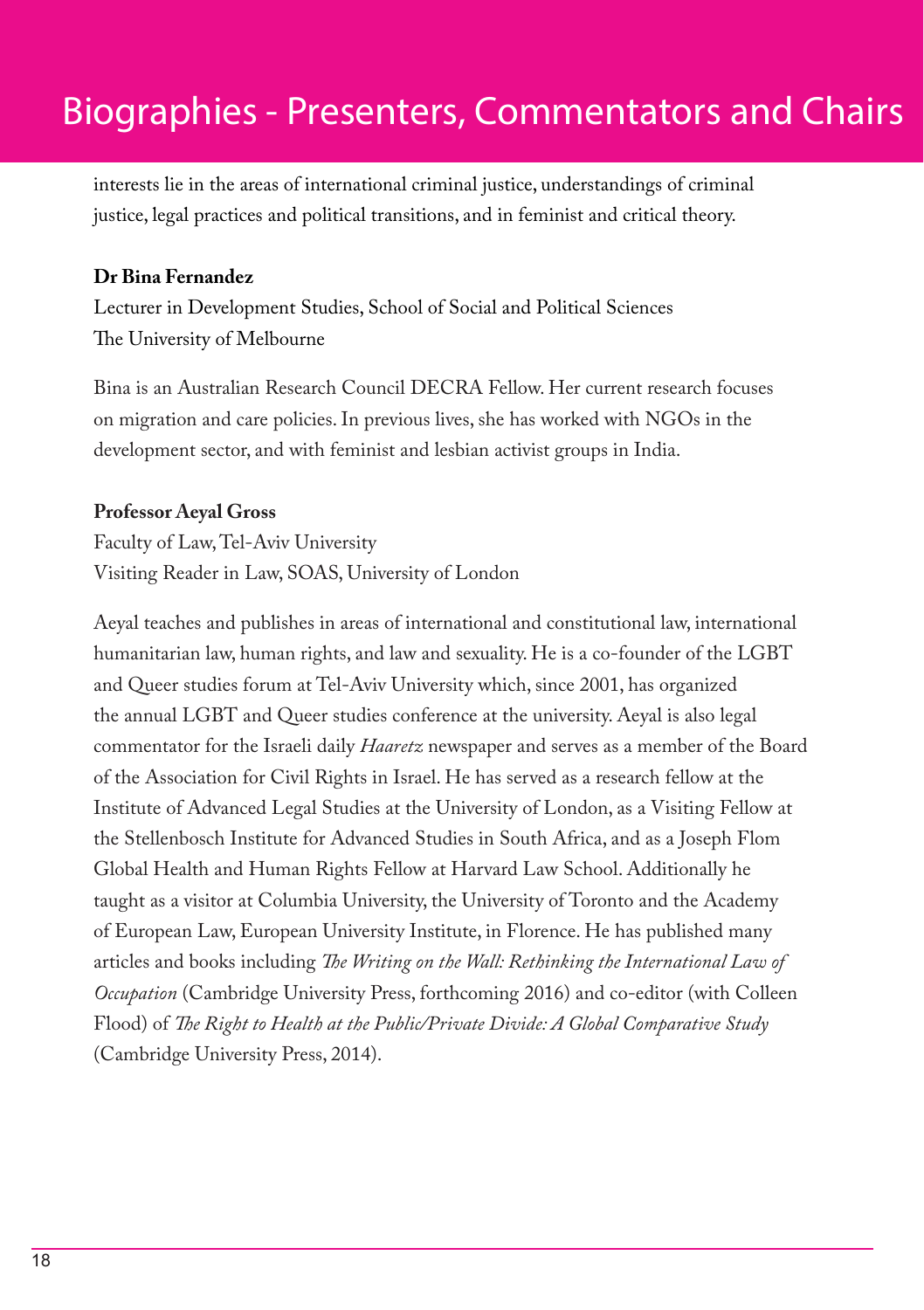interests lie in the areas of international criminal justice, understandings of criminal justice, legal practices and political transitions, and in feminist and critical theory.

**Dr Bina Fernandez**
Lecturer in Development Studies, School of Social and Political Sciences
The University of Melbourne

Bina is an Australian Research Council DECRA Fellow. Her current research focuses on migration and care policies. In previous lives, she has worked with NGOs in the development sector, and with feminist and lesbian activist groups in India.

**Professor Aeyal Gross**
Faculty of Law, Tel-Aviv University
Visiting Reader in Law, SOAS, University of London

Aeyal teaches and publishes in areas of international and constitutional law, international humanitarian law, human rights, and law and sexuality. He is a co-founder of the LGBT and Queer studies forum at Tel-Aviv University which, since 2001, has organized the annual LGBT and Queer studies conference at the university. Aeyal is also legal commentator for the Israeli daily *Haaretz* newspaper and serves as a member of the Board of the Association for Civil Rights in Israel. He has served as a research fellow at the Institute of Advanced Legal Studies at the University of London, as a Visiting Fellow at the Stellenbosch Institute for Advanced Studies in South Africa, and as a Joseph Flom Global Health and Human Rights Fellow at Harvard Law School. Additionally he taught as a visitor at Columbia University, the University of Toronto and the Academy of European Law, European University Institute, in Florence. He has published many articles and books including *The Writing on the Wall: Rethinking the International Law of Occupation* (Cambridge University Press, forthcoming 2016) and co-editor (with Colleen Flood) of *The Right to Health at the Public/Private Divide: A Global Comparative Study* (Cambridge University Press, 2014).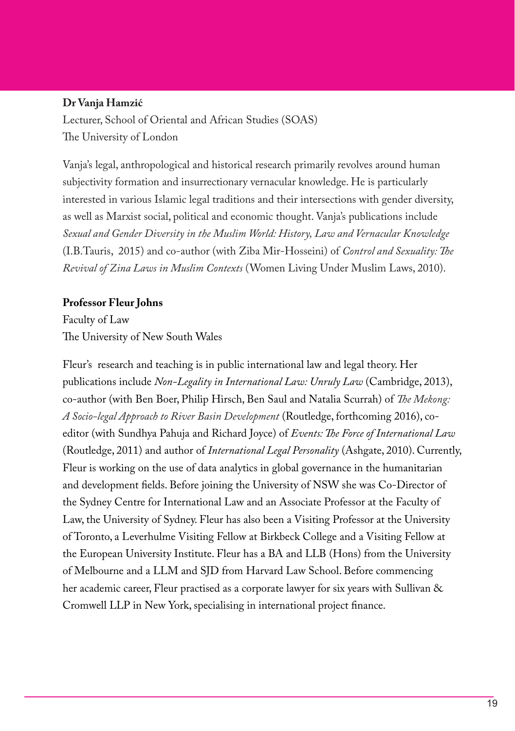**Dr Vanja Hamzić**

Lecturer, School of Oriental and African Studies (SOAS)
The University of London

Vanja's legal, anthropological and historical research primarily revolves around human subjectivity formation and insurrectionary vernacular knowledge. He is particularly interested in various Islamic legal traditions and their intersections with gender diversity, as well as Marxist social, political and economic thought. Vanja's publications include *Sexual and Gender Diversity in the Muslim World: History, Law and Vernacular Knowledge* (I.B.Tauris, 2015) and co-author (with Ziba Mir-Hosseini) of *Control and Sexuality: The Revival of Zina Laws in Muslim Contexts* (Women Living Under Muslim Laws, 2010).

**Professor Fleur Johns**

Faculty of Law
The University of New South Wales

Fleur's research and teaching is in public international law and legal theory. Her publications include *Non-Legality in International Law: Unruly Law* (Cambridge, 2013), co-author (with Ben Boer, Philip Hirsch, Ben Saul and Natalia Scurrah) of *The Mekong: A Socio-legal Approach to River Basin Development* (Routledge, forthcoming 2016), co-editor (with Sundhya Pahuja and Richard Joyce) of *Events: The Force of International Law* (Routledge, 2011) and author of *International Legal Personality* (Ashgate, 2010). Currently, Fleur is working on the use of data analytics in global governance in the humanitarian and development fields. Before joining the University of NSW she was Co-Director of the Sydney Centre for International Law and an Associate Professor at the Faculty of Law, the University of Sydney. Fleur has also been a Visiting Professor at the University of Toronto, a Leverhulme Visiting Fellow at Birkbeck College and a Visiting Fellow at the European University Institute. Fleur has a BA and LLB (Hons) from the University of Melbourne and a LLM and SJD from Harvard Law School. Before commencing her academic career, Fleur practised as a corporate lawyer for six years with Sullivan & Cromwell LLP in New York, specialising in international project finance.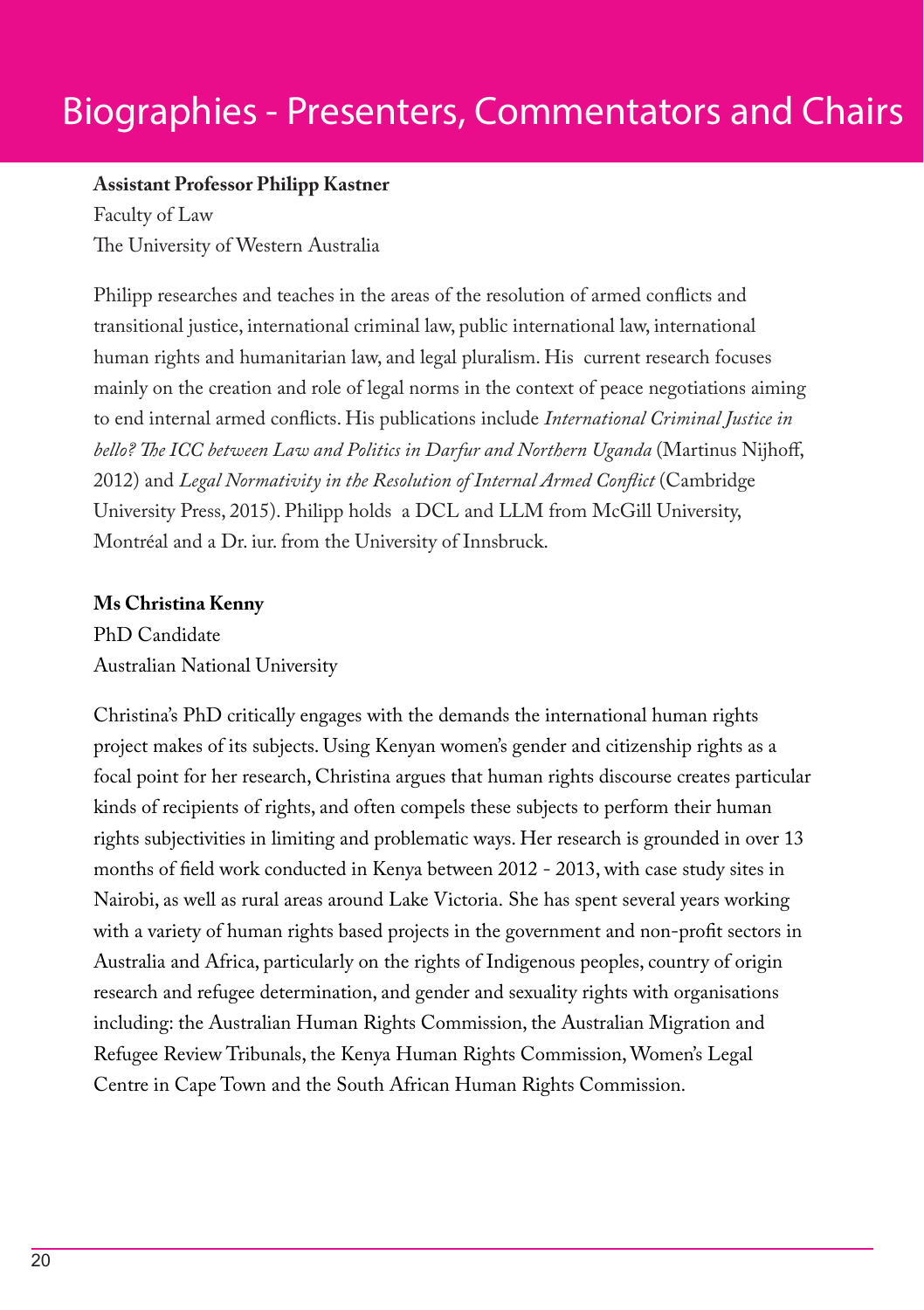# Biographies - Presenters, Commentators and Chairs

**Assistant Professor Philipp Kastner**
Faculty of Law
The University of Western Australia

Philipp researches and teaches in the areas of the resolution of armed conflicts and transitional justice, international criminal law, public international law, international human rights and humanitarian law, and legal pluralism. His current research focuses mainly on the creation and role of legal norms in the context of peace negotiations aiming to end internal armed conflicts. His publications include *International Criminal Justice in bello? The ICC between Law and Politics in Darfur and Northern Uganda* (Martinus Nijhoff, 2012) and *Legal Normativity in the Resolution of Internal Armed Conflict* (Cambridge University Press, 2015). Philipp holds a DCL and LLM from McGill University, Montréal and a Dr. iur. from the University of Innsbruck.

**Ms Christina Kenny**
PhD Candidate
Australian National University

Christina's PhD critically engages with the demands the international human rights project makes of its subjects. Using Kenyan women's gender and citizenship rights as a focal point for her research, Christina argues that human rights discourse creates particular kinds of recipients of rights, and often compels these subjects to perform their human rights subjectivities in limiting and problematic ways. Her research is grounded in over 13 months of field work conducted in Kenya between 2012 - 2013, with case study sites in Nairobi, as well as rural areas around Lake Victoria. She has spent several years working with a variety of human rights based projects in the government and non-profit sectors in Australia and Africa, particularly on the rights of Indigenous peoples, country of origin research and refugee determination, and gender and sexuality rights with organisations including: the Australian Human Rights Commission, the Australian Migration and Refugee Review Tribunals, the Kenya Human Rights Commission, Women's Legal Centre in Cape Town and the South African Human Rights Commission.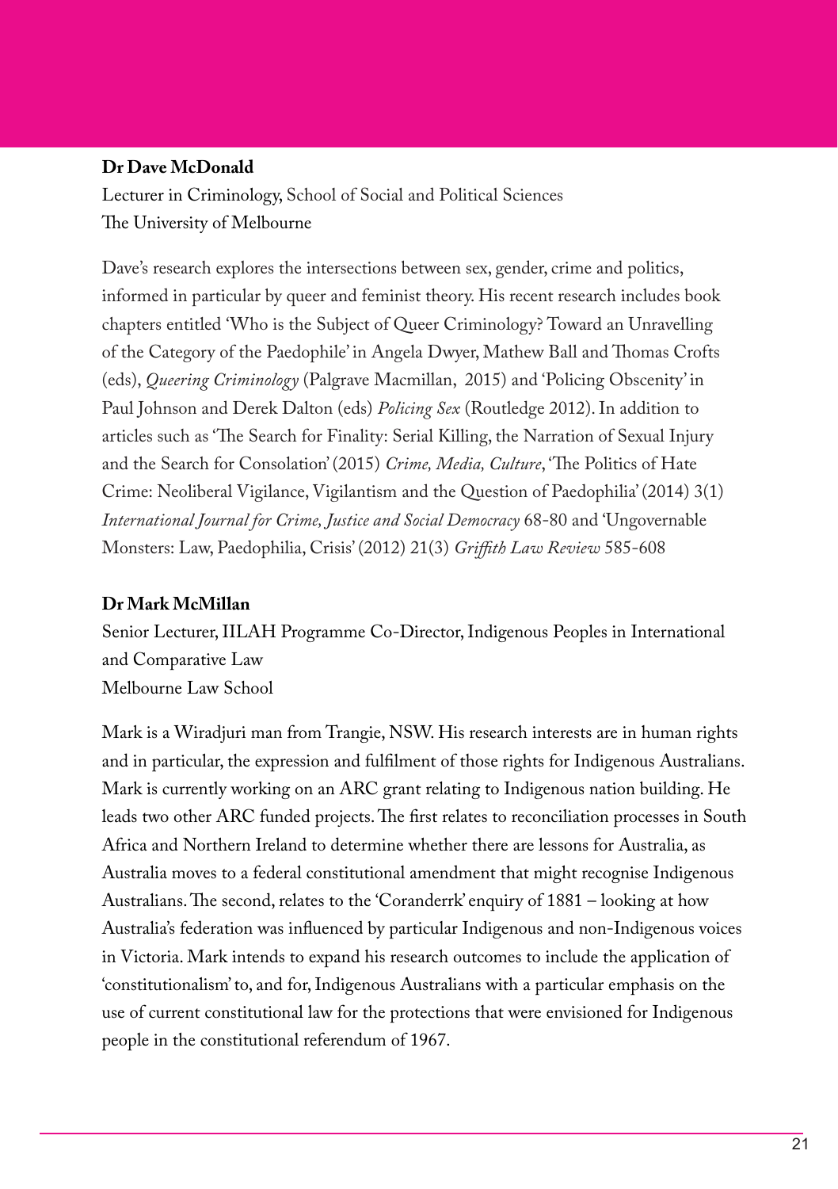**Dr Dave McDonald**

Lecturer in Criminology, School of Social and Political Sciences
The University of Melbourne

Dave's research explores the intersections between sex, gender, crime and politics, informed in particular by queer and feminist theory. His recent research includes book chapters entitled 'Who is the Subject of Queer Criminology? Toward an Unravelling of the Category of the Paedophile' in Angela Dwyer, Mathew Ball and Thomas Crofts (eds), *Queering Criminology* (Palgrave Macmillan, 2015) and 'Policing Obscenity' in Paul Johnson and Derek Dalton (eds) *Policing Sex* (Routledge 2012). In addition to articles such as 'The Search for Finality: Serial Killing, the Narration of Sexual Injury and the Search for Consolation' (2015) *Crime, Media, Culture*, 'The Politics of Hate Crime: Neoliberal Vigilance, Vigilantism and the Question of Paedophilia' (2014) 3(1) *International Journal for Crime, Justice and Social Democracy* 68-80 and 'Ungovernable Monsters: Law, Paedophilia, Crisis' (2012) 21(3) *Griffith Law Review* 585-608

**Dr Mark McMillan**

Senior Lecturer, IILAH Programme Co-Director, Indigenous Peoples in International and Comparative Law
Melbourne Law School

Mark is a Wiradjuri man from Trangie, NSW. His research interests are in human rights and in particular, the expression and fulfilment of those rights for Indigenous Australians. Mark is currently working on an ARC grant relating to Indigenous nation building. He leads two other ARC funded projects. The first relates to reconciliation processes in South Africa and Northern Ireland to determine whether there are lessons for Australia, as Australia moves to a federal constitutional amendment that might recognise Indigenous Australians. The second, relates to the 'Coranderrk' enquiry of 1881 – looking at how Australia's federation was influenced by particular Indigenous and non-Indigenous voices in Victoria. Mark intends to expand his research outcomes to include the application of 'constitutionalism' to, and for, Indigenous Australians with a particular emphasis on the use of current constitutional law for the protections that were envisioned for Indigenous people in the constitutional referendum of 1967.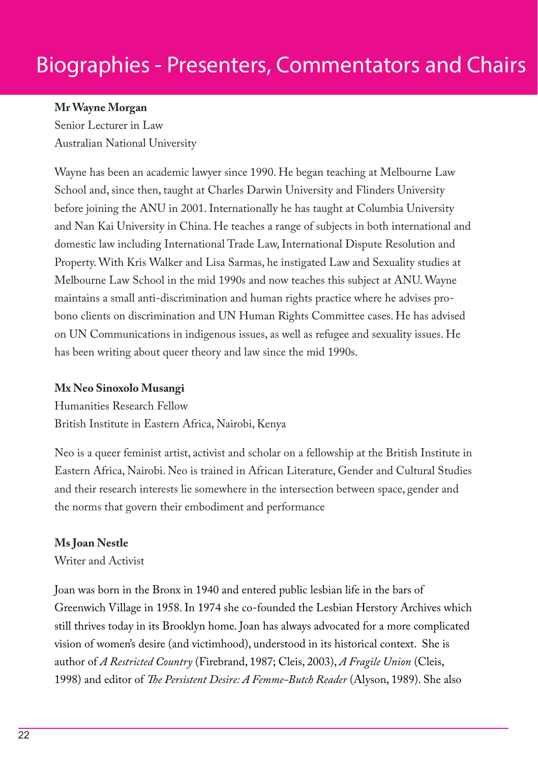# Biographies - Presenters, Commentators and Chairs

**Mr Wayne Morgan**
Senior Lecturer in Law
Australian National University

Wayne has been an academic lawyer since 1990. He began teaching at Melbourne Law School and, since then, taught at Charles Darwin University and Flinders University before joining the ANU in 2001. Internationally he has taught at Columbia University and Nan Kai University in China. He teaches a range of subjects in both international and domestic law including International Trade Law, International Dispute Resolution and Property. With Kris Walker and Lisa Sarmas, he instigated Law and Sexuality studies at Melbourne Law School in the mid 1990s and now teaches this subject at ANU. Wayne maintains a small anti-discrimination and human rights practice where he advises pro-bono clients on discrimination and UN Human Rights Committee cases. He has advised on UN Communications in indigenous issues, as well as refugee and sexuality issues. He has been writing about queer theory and law since the mid 1990s.

**Mx Neo Sinoxolo Musangi**
Humanities Research Fellow
British Institute in Eastern Africa, Nairobi, Kenya

Neo is a queer feminist artist, activist and scholar on a fellowship at the British Institute in Eastern Africa, Nairobi. Neo is trained in African Literature, Gender and Cultural Studies and their research interests lie somewhere in the intersection between space, gender and the norms that govern their embodiment and performance

**Ms Joan Nestle**
Writer and Activist

Joan was born in the Bronx in 1940 and entered public lesbian life in the bars of Greenwich Village in 1958. In 1974 she co-founded the Lesbian Herstory Archives which still thrives today in its Brooklyn home. Joan has always advocated for a more complicated vision of women's desire (and victimhood), understood in its historical context. She is author of *A Restricted Country* (Firebrand, 1987; Cleis, 2003), *A Fragile Union* (Cleis, 1998) and editor of *The Persistent Desire: A Femme-Butch Reader* (Alyson, 1989). She also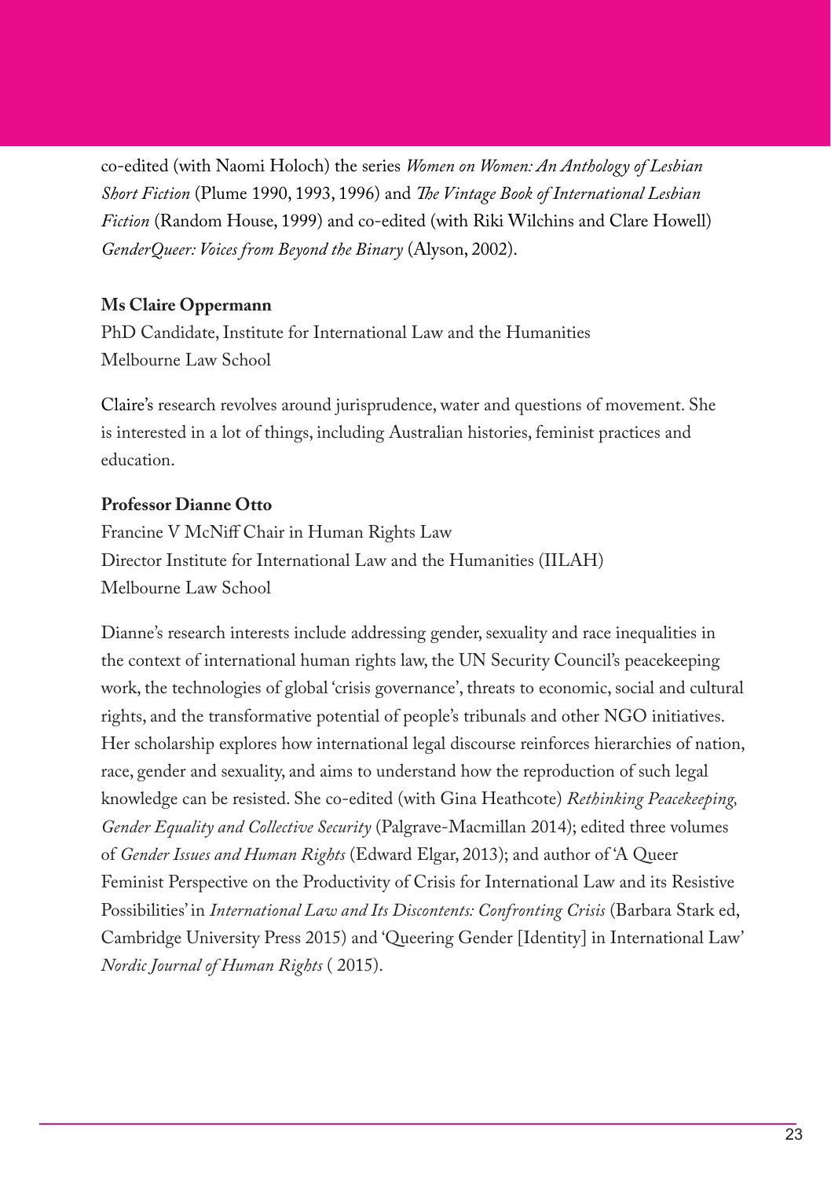co-edited (with Naomi Holoch) the series *Women on Women: An Anthology of Lesbian Short Fiction* (Plume 1990, 1993, 1996) and *The Vintage Book of International Lesbian Fiction* (Random House, 1999) and co-edited (with Riki Wilchins and Clare Howell) *GenderQueer: Voices from Beyond the Binary* (Alyson, 2002).

**Ms Claire Oppermann**

PhD Candidate, Institute for International Law and the Humanities
Melbourne Law School

Claire's research revolves around jurisprudence, water and questions of movement. She is interested in a lot of things, including Australian histories, feminist practices and education.

**Professor Dianne Otto**

Francine V McNiff Chair in Human Rights Law
Director Institute for International Law and the Humanities (IILAH)
Melbourne Law School

Dianne's research interests include addressing gender, sexuality and race inequalities in the context of international human rights law, the UN Security Council's peacekeeping work, the technologies of global 'crisis governance', threats to economic, social and cultural rights, and the transformative potential of people's tribunals and other NGO initiatives. Her scholarship explores how international legal discourse reinforces hierarchies of nation, race, gender and sexuality, and aims to understand how the reproduction of such legal knowledge can be resisted. She co-edited (with Gina Heathcote) *Rethinking Peacekeeping, Gender Equality and Collective Security* (Palgrave-Macmillan 2014); edited three volumes of *Gender Issues and Human Rights* (Edward Elgar, 2013); and author of 'A Queer Feminist Perspective on the Productivity of Crisis for International Law and its Resistive Possibilities' in *International Law and Its Discontents: Confronting Crisis* (Barbara Stark ed, Cambridge University Press 2015) and 'Queering Gender [Identity] in International Law' *Nordic Journal of Human Rights* ( 2015).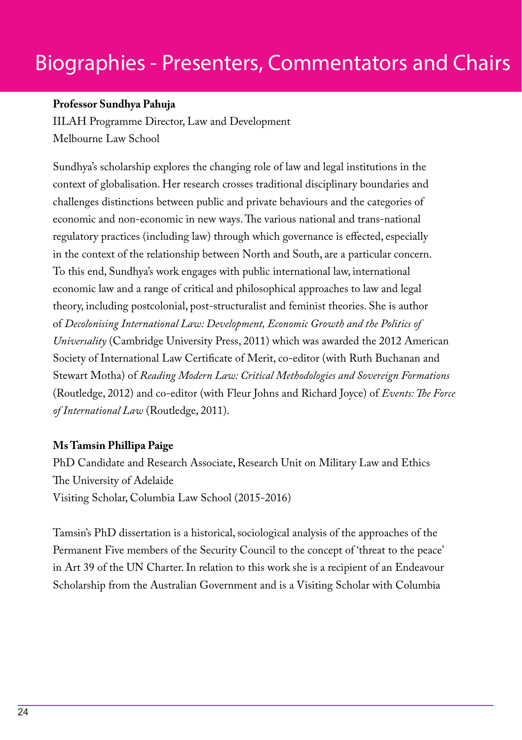# Biographies - Presenters, Commentators and Chairs

**Professor Sundhya Pahuja**
IILAH Programme Director, Law and Development
Melbourne Law School

Sundhya's scholarship explores the changing role of law and legal institutions in the context of globalisation. Her research crosses traditional disciplinary boundaries and challenges distinctions between public and private behaviours and the categories of economic and non-economic in new ways. The various national and trans-national regulatory practices (including law) through which governance is effected, especially in the context of the relationship between North and South, are a particular concern. To this end, Sundhya's work engages with public international law, international economic law and a range of critical and philosophical approaches to law and legal theory, including postcolonial, post-structuralist and feminist theories. She is author of *Decolonising International Law: Development, Economic Growth and the Politics of Universality* (Cambridge University Press, 2011) which was awarded the 2012 American Society of International Law Certificate of Merit, co-editor (with Ruth Buchanan and Stewart Motha) of *Reading Modern Law: Critical Methodologies and Sovereign Formations* (Routledge, 2012) and co-editor (with Fleur Johns and Richard Joyce) of *Events: The Force of International Law* (Routledge, 2011).

**Ms Tamsin Phillipa Paige**
PhD Candidate and Research Associate, Research Unit on Military Law and Ethics
The University of Adelaide
Visiting Scholar, Columbia Law School (2015-2016)

Tamsin's PhD dissertation is a historical, sociological analysis of the approaches of the Permanent Five members of the Security Council to the concept of 'threat to the peace' in Art 39 of the UN Charter. In relation to this work she is a recipient of an Endeavour Scholarship from the Australian Government and is a Visiting Scholar with Columbia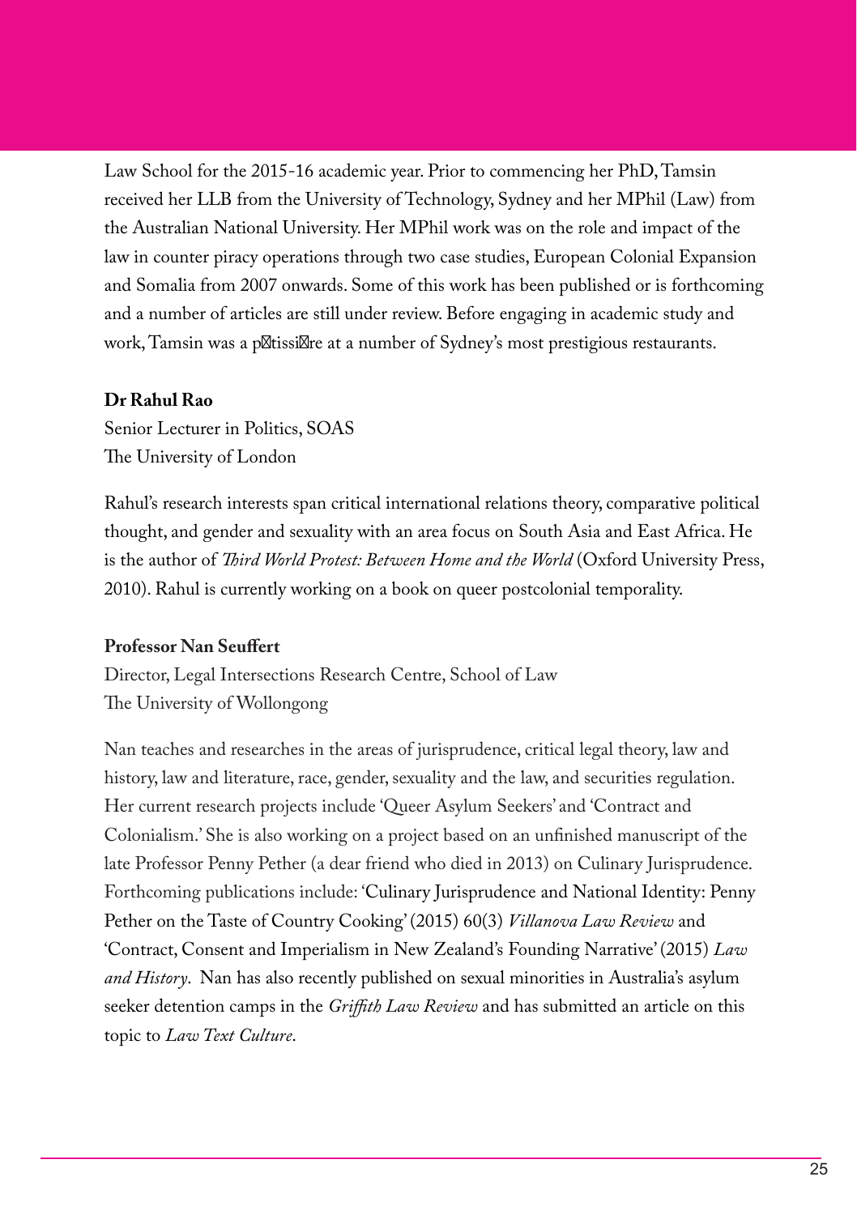Law School for the 2015-16 academic year. Prior to commencing her PhD, Tamsin received her LLB from the University of Technology, Sydney and her MPhil (Law) from the Australian National University. Her MPhil work was on the role and impact of the law in counter piracy operations through two case studies, European Colonial Expansion and Somalia from 2007 onwards. Some of this work has been published or is forthcoming and a number of articles are still under review. Before engaging in academic study and work, Tamsin was a pâtissière at a number of Sydney's most prestigious restaurants.

**Dr Rahul Rao**
Senior Lecturer in Politics, SOAS
The University of London

Rahul's research interests span critical international relations theory, comparative political thought, and gender and sexuality with an area focus on South Asia and East Africa. He is the author of *Third World Protest: Between Home and the World* (Oxford University Press, 2010). Rahul is currently working on a book on queer postcolonial temporality.

**Professor Nan Seuffert**
Director, Legal Intersections Research Centre, School of Law
The University of Wollongong

Nan teaches and researches in the areas of jurisprudence, critical legal theory, law and history, law and literature, race, gender, sexuality and the law, and securities regulation. Her current research projects include 'Queer Asylum Seekers' and 'Contract and Colonialism.' She is also working on a project based on an unfinished manuscript of the late Professor Penny Pether (a dear friend who died in 2013) on Culinary Jurisprudence. Forthcoming publications include: 'Culinary Jurisprudence and National Identity: Penny Pether on the Taste of Country Cooking' (2015) 60(3) *Villanova Law Review* and 'Contract, Consent and Imperialism in New Zealand's Founding Narrative' (2015) *Law and History*. Nan has also recently published on sexual minorities in Australia's asylum seeker detention camps in the *Griffith Law Review* and has submitted an article on this topic to *Law Text Culture*.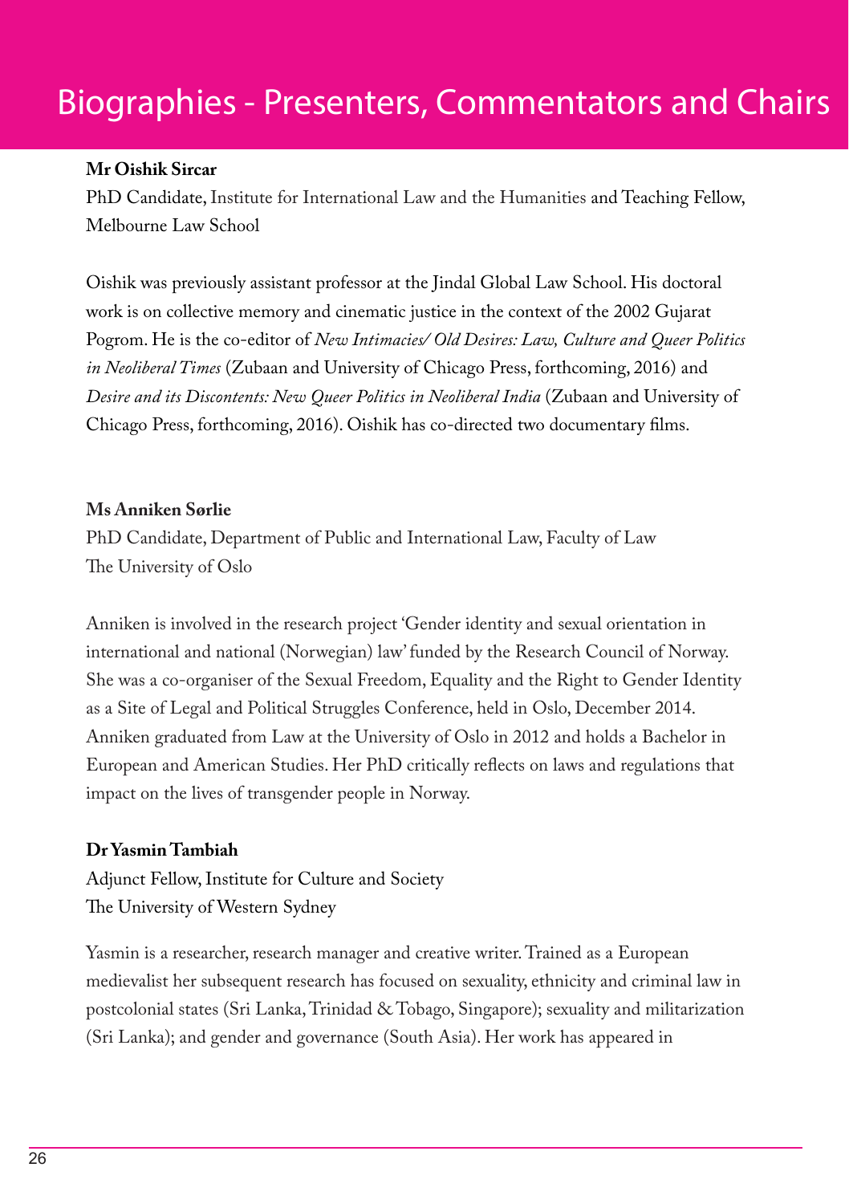# Biographies - Presenters, Commentators and Chairs

**Mr Oishik Sircar**

PhD Candidate, Institute for International Law and the Humanities and Teaching Fellow, Melbourne Law School

Oishik was previously assistant professor at the Jindal Global Law School. His doctoral work is on collective memory and cinematic justice in the context of the 2002 Gujarat Pogrom. He is the co-editor of *New Intimacies/ Old Desires: Law, Culture and Queer Politics in Neoliberal Times* (Zubaan and University of Chicago Press, forthcoming, 2016) and *Desire and its Discontents: New Queer Politics in Neoliberal India* (Zubaan and University of Chicago Press, forthcoming, 2016). Oishik has co-directed two documentary films.

**Ms Anniken Sørlie**

PhD Candidate, Department of Public and International Law, Faculty of Law
The University of Oslo

Anniken is involved in the research project 'Gender identity and sexual orientation in international and national (Norwegian) law' funded by the Research Council of Norway. She was a co-organiser of the Sexual Freedom, Equality and the Right to Gender Identity as a Site of Legal and Political Struggles Conference, held in Oslo, December 2014. Anniken graduated from Law at the University of Oslo in 2012 and holds a Bachelor in European and American Studies. Her PhD critically reflects on laws and regulations that impact on the lives of transgender people in Norway.

**Dr Yasmin Tambiah**

Adjunct Fellow, Institute for Culture and Society
The University of Western Sydney

Yasmin is a researcher, research manager and creative writer. Trained as a European medievalist her subsequent research has focused on sexuality, ethnicity and criminal law in postcolonial states (Sri Lanka, Trinidad & Tobago, Singapore); sexuality and militarization (Sri Lanka); and gender and governance (South Asia). Her work has appeared in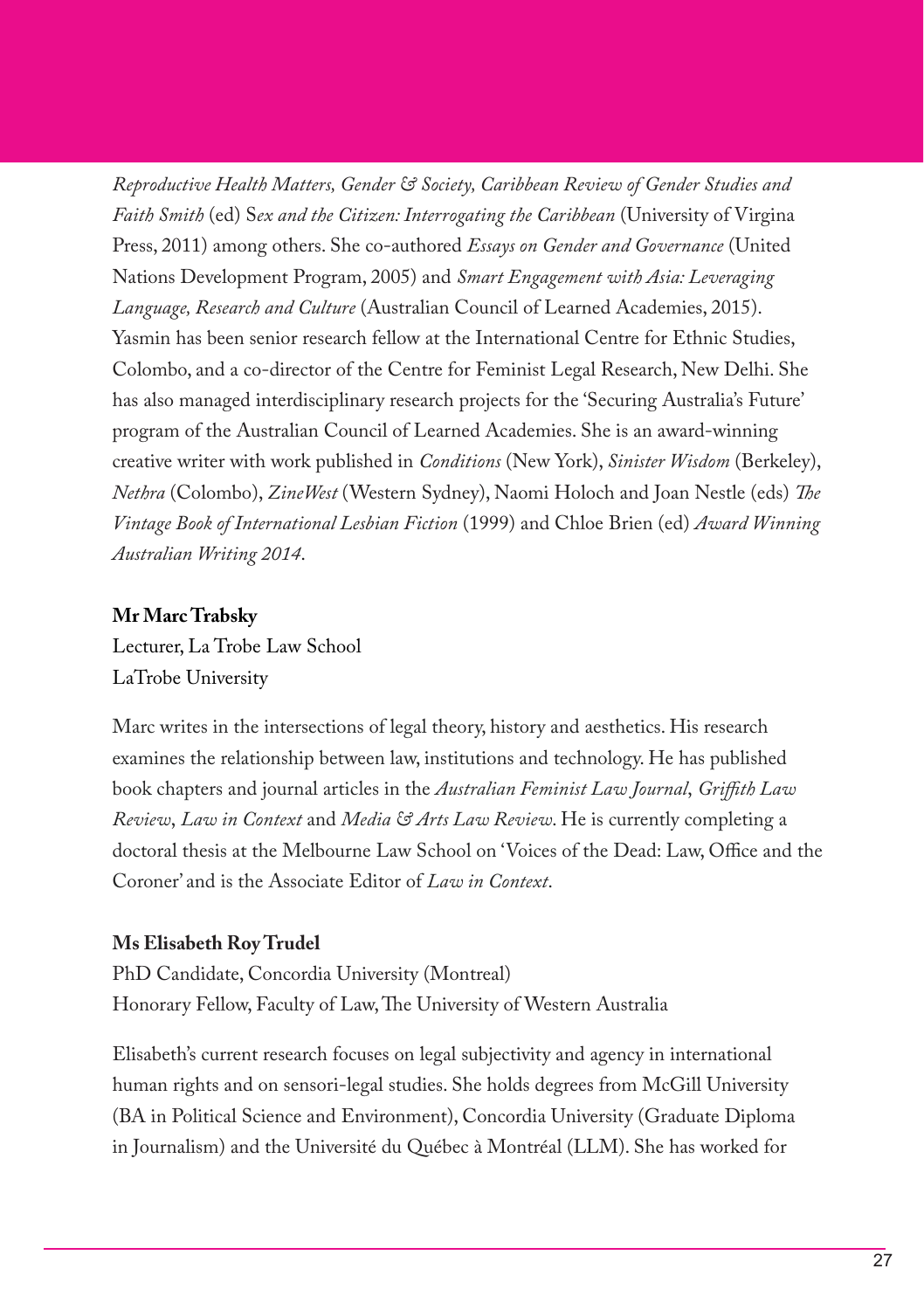*Reproductive Health Matters, Gender & Society, Caribbean Review of Gender Studies and Faith Smith* (ed) S*ex and the Citizen: Interrogating the Caribbean* (University of Virgina Press, 2011) among others. She co-authored *Essays on Gender and Governance* (United Nations Development Program, 2005) and *Smart Engagement with Asia: Leveraging Language, Research and Culture* (Australian Council of Learned Academies, 2015). Yasmin has been senior research fellow at the International Centre for Ethnic Studies, Colombo, and a co-director of the Centre for Feminist Legal Research, New Delhi. She has also managed interdisciplinary research projects for the 'Securing Australia's Future' program of the Australian Council of Learned Academies. She is an award-winning creative writer with work published in *Conditions* (New York), *Sinister Wisdom* (Berkeley), *Nethra* (Colombo), *ZineWest* (Western Sydney), Naomi Holoch and Joan Nestle (eds) *The Vintage Book of International Lesbian Fiction* (1999) and Chloe Brien (ed) *Award Winning Australian Writing 2014*.

**Mr Marc Trabsky**

Lecturer, La Trobe Law School
LaTrobe University

Marc writes in the intersections of legal theory, history and aesthetics. His research examines the relationship between law, institutions and technology. He has published book chapters and journal articles in the *Australian Feminist Law Journal*, *Griffith Law Review*, *Law in Context* and *Media & Arts Law Review*. He is currently completing a doctoral thesis at the Melbourne Law School on 'Voices of the Dead: Law, Office and the Coroner' and is the Associate Editor of *Law in Context*.

**Ms Elisabeth Roy Trudel**

PhD Candidate, Concordia University (Montreal)
Honorary Fellow, Faculty of Law, The University of Western Australia

Elisabeth's current research focuses on legal subjectivity and agency in international human rights and on sensori-legal studies. She holds degrees from McGill University (BA in Political Science and Environment), Concordia University (Graduate Diploma in Journalism) and the Université du Québec à Montréal (LLM). She has worked for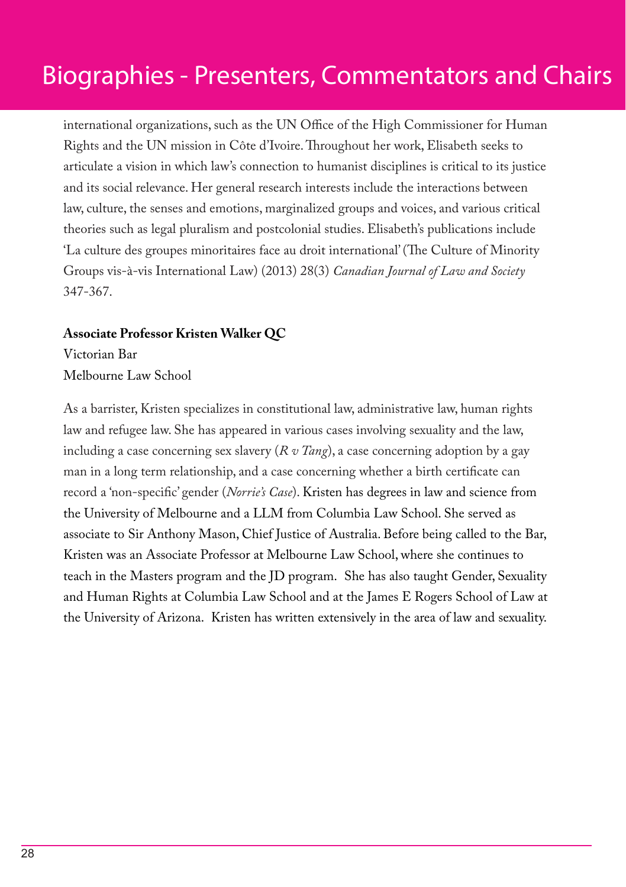# Biographies - Presenters, Commentators and Chairs

international organizations, such as the UN Office of the High Commissioner for Human Rights and the UN mission in Côte d'Ivoire. Throughout her work, Elisabeth seeks to articulate a vision in which law's connection to humanist disciplines is critical to its justice and its social relevance. Her general research interests include the interactions between law, culture, the senses and emotions, marginalized groups and voices, and various critical theories such as legal pluralism and postcolonial studies. Elisabeth's publications include 'La culture des groupes minoritaires face au droit international' (The Culture of Minority Groups vis-à-vis International Law) (2013) 28(3) *Canadian Journal of Law and Society* 347-367.

**Associate Professor Kristen Walker QC**
Victorian Bar
Melbourne Law School

As a barrister, Kristen specializes in constitutional law, administrative law, human rights law and refugee law. She has appeared in various cases involving sexuality and the law, including a case concerning sex slavery (*R v Tang*), a case concerning adoption by a gay man in a long term relationship, and a case concerning whether a birth certificate can record a 'non-specific' gender (*Norrie's Case*). Kristen has degrees in law and science from the University of Melbourne and a LLM from Columbia Law School. She served as associate to Sir Anthony Mason, Chief Justice of Australia. Before being called to the Bar, Kristen was an Associate Professor at Melbourne Law School, where she continues to teach in the Masters program and the JD program. She has also taught Gender, Sexuality and Human Rights at Columbia Law School and at the James E Rogers School of Law at the University of Arizona. Kristen has written extensively in the area of law and sexuality.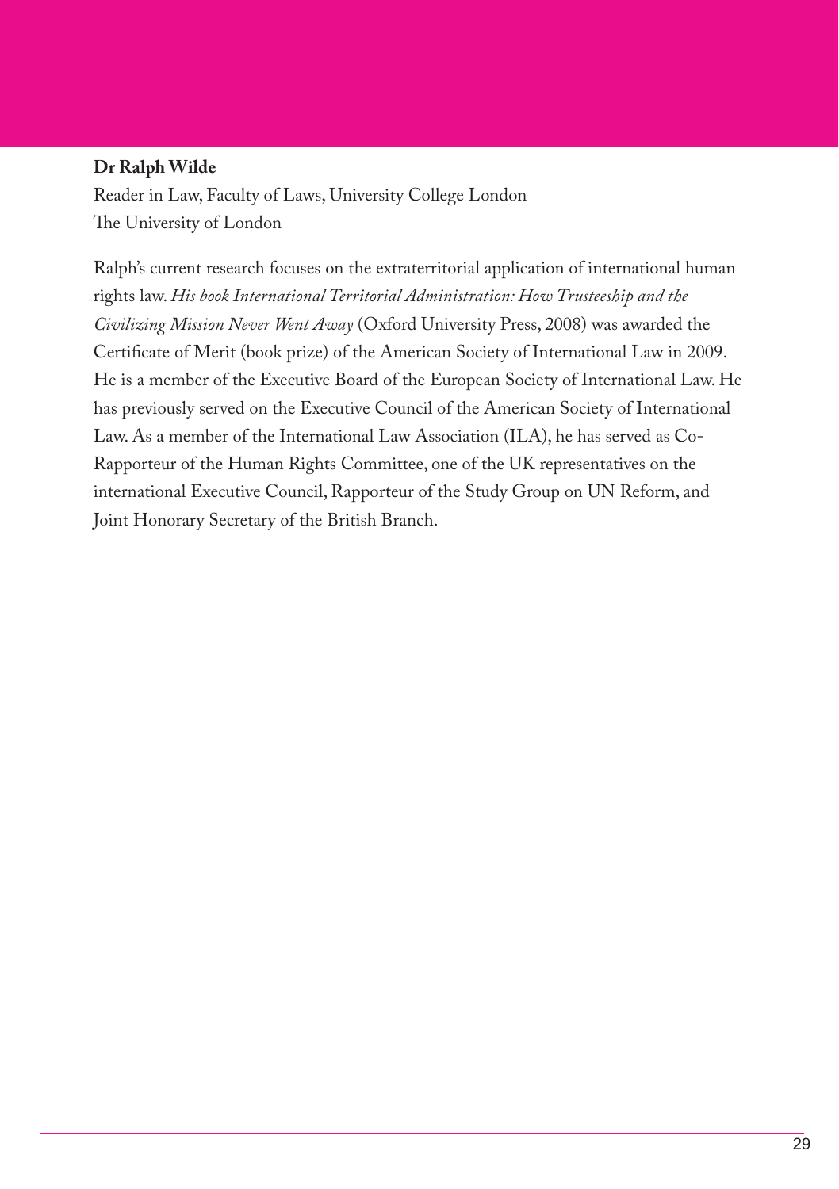**Dr Ralph Wilde**

Reader in Law, Faculty of Laws, University College London
The University of London

Ralph's current research focuses on the extraterritorial application of international human rights law. *His book International Territorial Administration: How Trusteeship and the Civilizing Mission Never Went Away* (Oxford University Press, 2008) was awarded the Certificate of Merit (book prize) of the American Society of International Law in 2009. He is a member of the Executive Board of the European Society of International Law. He has previously served on the Executive Council of the American Society of International Law. As a member of the International Law Association (ILA), he has served as Co-Rapporteur of the Human Rights Committee, one of the UK representatives on the international Executive Council, Rapporteur of the Study Group on UN Reform, and Joint Honorary Secretary of the British Branch.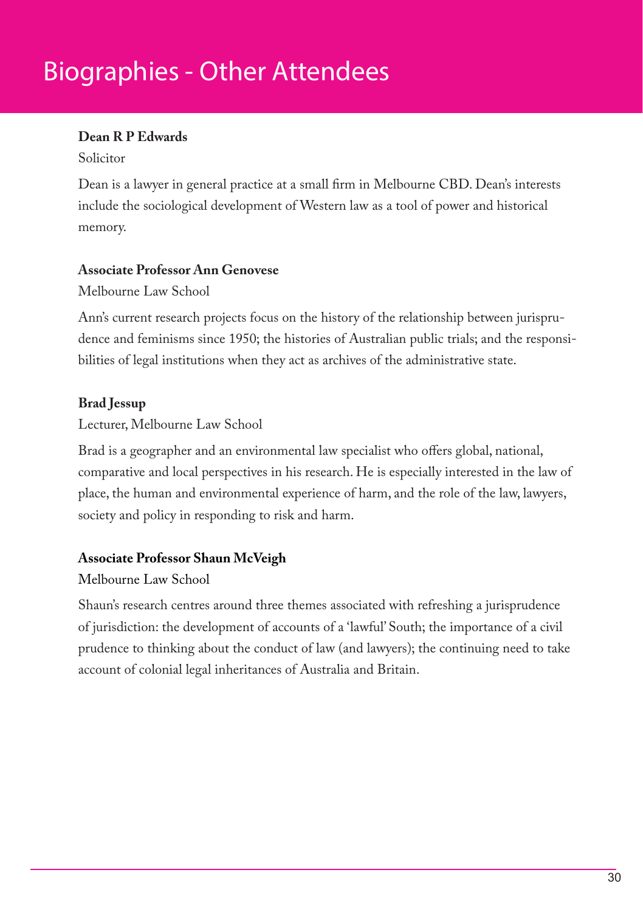# Biographies - Other Attendees

**Dean R P Edwards**

Solicitor

Dean is a lawyer in general practice at a small firm in Melbourne CBD. Dean's interests include the sociological development of Western law as a tool of power and historical memory.

**Associate Professor Ann Genovese**

Melbourne Law School

Ann's current research projects focus on the history of the relationship between jurisprudence and feminisms since 1950; the histories of Australian public trials; and the responsibilities of legal institutions when they act as archives of the administrative state.

**Brad Jessup**

Lecturer, Melbourne Law School

Brad is a geographer and an environmental law specialist who offers global, national, comparative and local perspectives in his research. He is especially interested in the law of place, the human and environmental experience of harm, and the role of the law, lawyers, society and policy in responding to risk and harm.

**Associate Professor Shaun McVeigh**

Melbourne Law School

Shaun's research centres around three themes associated with refreshing a jurisprudence of jurisdiction: the development of accounts of a 'lawful' South; the importance of a civil prudence to thinking about the conduct of law (and lawyers); the continuing need to take account of colonial legal inheritances of Australia and Britain.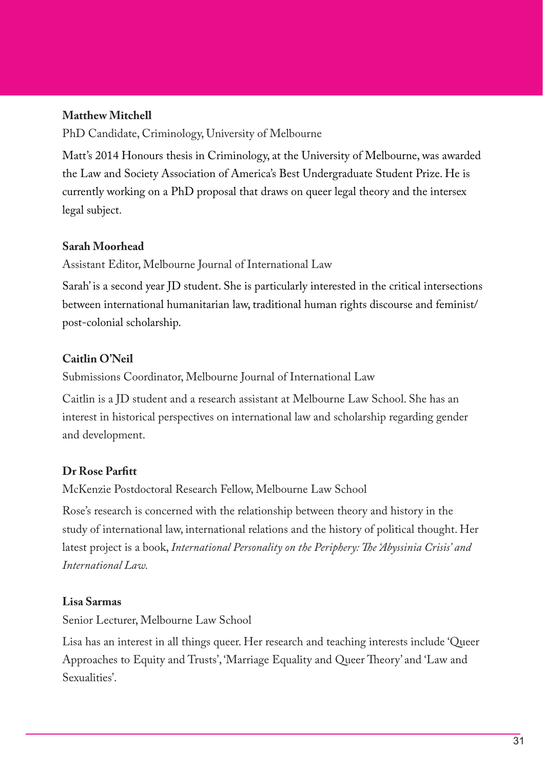**Matthew Mitchell**

PhD Candidate, Criminology, University of Melbourne

Matt's 2014 Honours thesis in Criminology, at the University of Melbourne, was awarded the Law and Society Association of America's Best Undergraduate Student Prize. He is currently working on a PhD proposal that draws on queer legal theory and the intersex legal subject.

**Sarah Moorhead**

Assistant Editor, Melbourne Journal of International Law

Sarah' is a second year JD student. She is particularly interested in the critical intersections between international humanitarian law, traditional human rights discourse and feminist/post-colonial scholarship.

**Caitlin O'Neil**

Submissions Coordinator, Melbourne Journal of International Law

Caitlin is a JD student and a research assistant at Melbourne Law School. She has an interest in historical perspectives on international law and scholarship regarding gender and development.

**Dr Rose Parfitt**

McKenzie Postdoctoral Research Fellow, Melbourne Law School

Rose's research is concerned with the relationship between theory and history in the study of international law, international relations and the history of political thought. Her latest project is a book, *International Personality on the Periphery: The 'Abyssinia Crisis' and International Law.*

**Lisa Sarmas**

Senior Lecturer, Melbourne Law School

Lisa has an interest in all things queer. Her research and teaching interests include 'Queer Approaches to Equity and Trusts', 'Marriage Equality and Queer Theory' and 'Law and Sexualities'.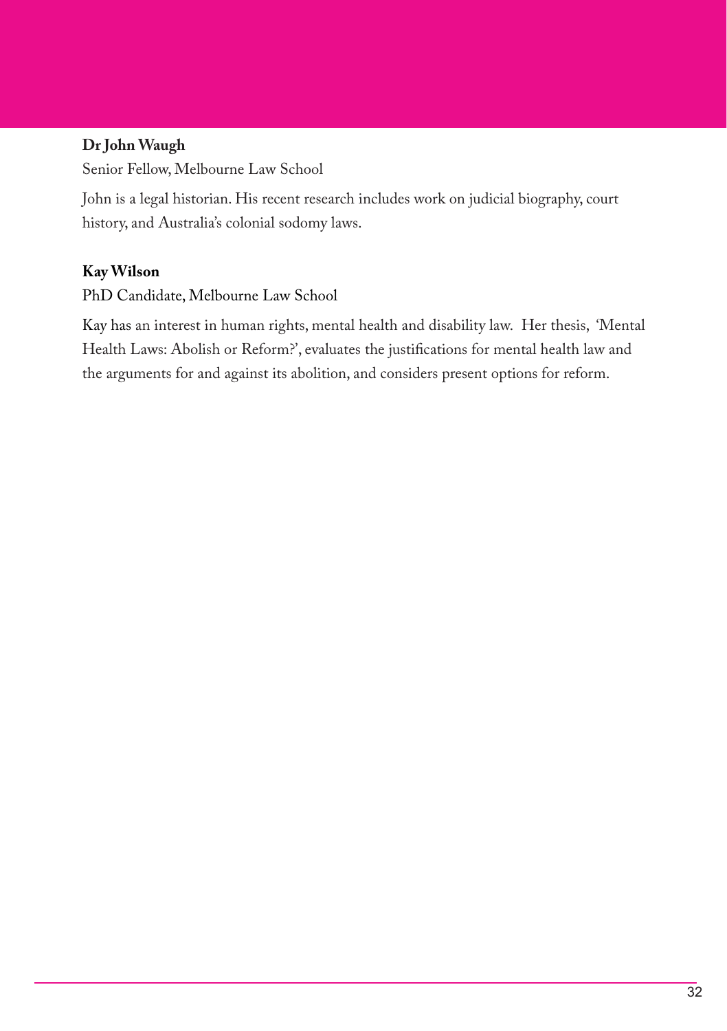**Dr John Waugh**

Senior Fellow, Melbourne Law School

John is a legal historian. His recent research includes work on judicial biography, court history, and Australia's colonial sodomy laws.

**Kay Wilson**

PhD Candidate, Melbourne Law School

Kay has an interest in human rights, mental health and disability law. Her thesis, 'Mental Health Laws: Abolish or Reform?', evaluates the justifications for mental health law and the arguments for and against its abolition, and considers present options for reform.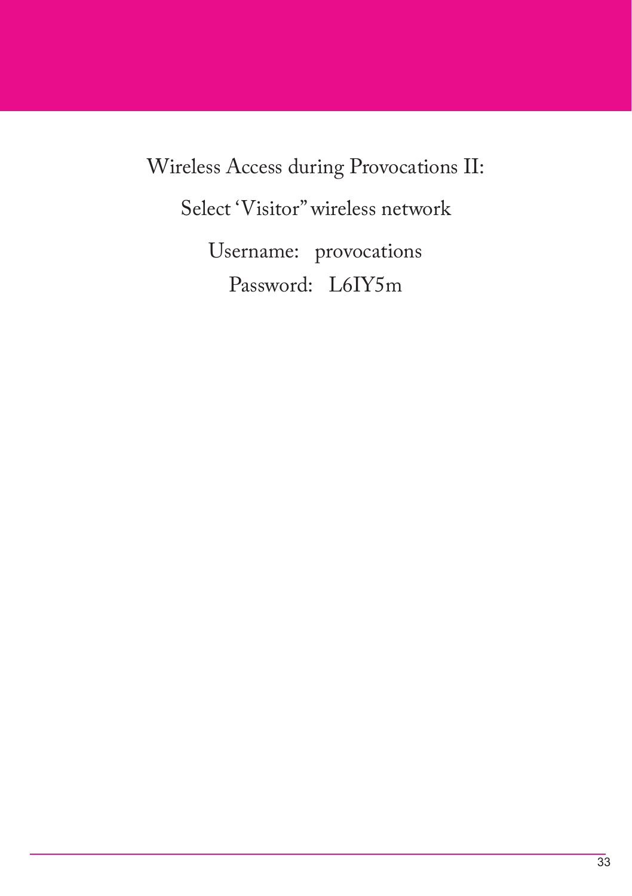Wireless Access during Provocations II:

Select 'Visitor" wireless network

Username: provocations

Password: L6IY5m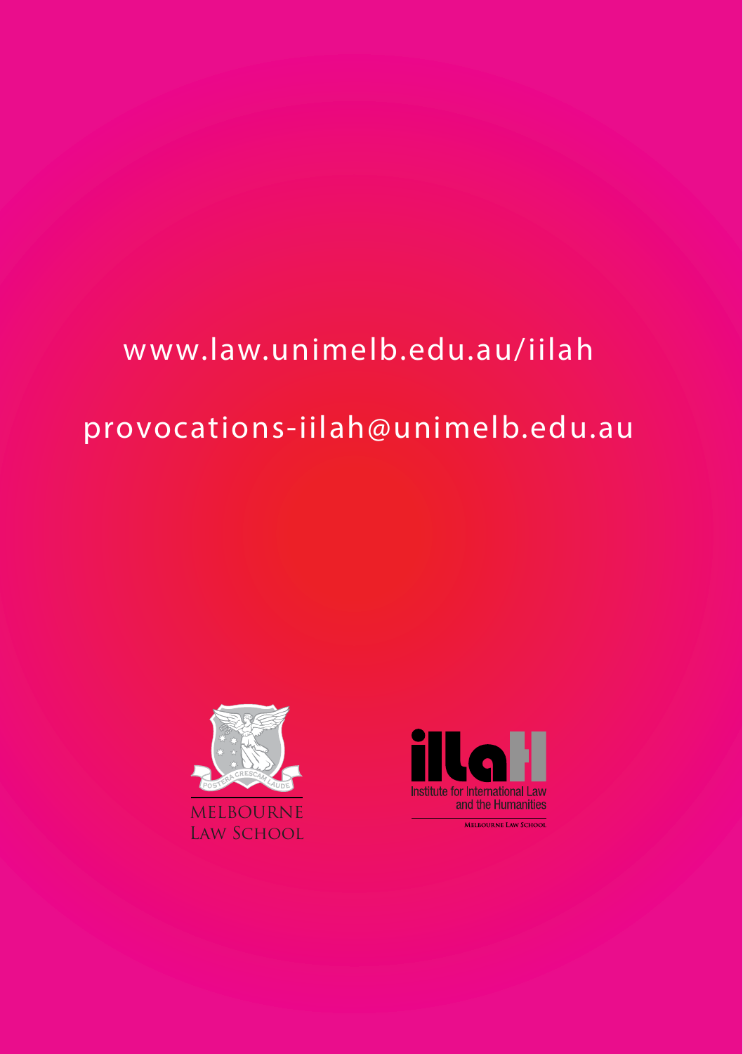www.law.unimelb.edu.au/iilah

provocations-iilah@unimelb.edu.au

POSTERA CRESCAM LAUDE

MELBOURNE LAW SCHOOL

iilah

Institute for International Law and the Humanities

MELBOURNE LAW SCHOOL